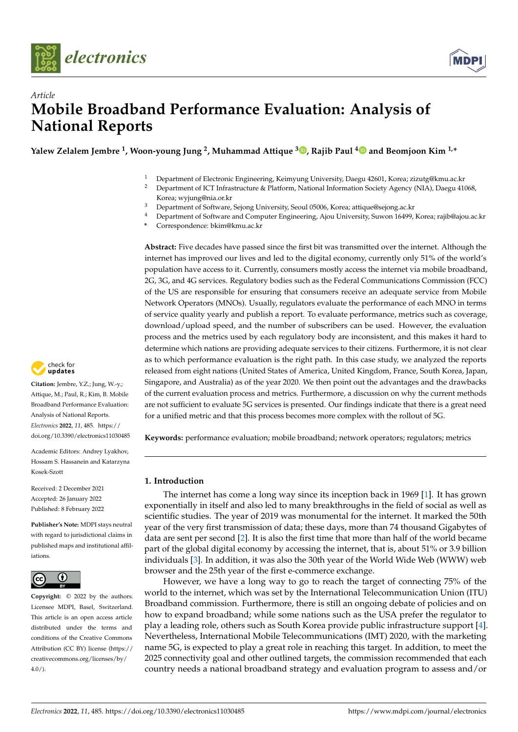*Article*

# Mobile Broadband Performance Evaluation: Analysis of National Reports

**Yalew Zelalem Jembre [1], Woon-young Jung [2], Muhammad Attique [3], Rajib Paul [4] and Beomjoon Kim [1,*]**

[1] Department of Electronic Engineering, Keimyung University, Daegu 42601, Korea; zizutg@kmu.ac.kr
[2] Department of ICT Infrastructure & Platform, National Information Society Agency (NIA), Daegu 41068, Korea; wyjung@nia.or.kr
[3] Department of Software, Sejong University, Seoul 05006, Korea; attique@sejong.ac.kr
[4] Department of Software and Computer Engineering, Ajou University, Suwon 16499, Korea; rajib@ajou.ac.kr
[*] Correspondence: bkim@kmu.ac.kr

**Abstract:** Five decades have passed since the first bit was transmitted over the internet. Although the internet has improved our lives and led to the digital economy, currently only 51% of the world's population have access to it. Currently, consumers mostly access the internet via mobile broadband, 2G, 3G, and 4G services. Regulatory bodies such as the Federal Communications Commission (FCC) of the US are responsible for ensuring that consumers receive an adequate service from Mobile Network Operators (MNOs). Usually, regulators evaluate the performance of each MNO in terms of service quality yearly and publish a report. To evaluate performance, metrics such as coverage, download/upload speed, and the number of subscribers can be used. However, the evaluation process and the metrics used by each regulatory body are inconsistent, and this makes it hard to determine which nations are providing adequate services to their citizens. Furthermore, it is not clear as to which performance evaluation is the right path. In this case study, we analyzed the reports released from eight nations (United States of America, United Kingdom, France, South Korea, Japan, Singapore, and Australia) as of the year 2020. We then point out the advantages and the drawbacks of the current evaluation process and metrics. Furthermore, a discussion on why the current methods are not sufficient to evaluate 5G services is presented. Our findings indicate that there is a great need for a unified metric and that this process becomes more complex with the rollout of 5G.

**Keywords:** performance evaluation; mobile broadband; network operators; regulators; metrics

**Citation:** Jembre, Y.Z.; Jung, W.-y.; Attique, M.; Paul, R.; Kim, B. Mobile Broadband Performance Evaluation: Analysis of National Reports. *Electronics* **2022**, *11*, 485. https://doi.org/10.3390/electronics11030485

Academic Editors: Andrey Lyakhov, Hossam S. Hassanein and Katarzyna Kosek-Szott

Received: 2 December 2021
Accepted: 26 January 2022
Published: 8 February 2022

**Publisher's Note:** MDPI stays neutral with regard to jurisdictional claims in published maps and institutional affiliations.

**Copyright:** © 2022 by the authors. Licensee MDPI, Basel, Switzerland. This article is an open access article distributed under the terms and conditions of the Creative Commons Attribution (CC BY) license (https://creativecommons.org/licenses/by/4.0/).

## 1. Introduction

The internet has come a long way since its inception back in 1969 [1]. It has grown exponentially in itself and also led to many breakthroughs in the field of social as well as scientific studies. The year of 2019 was monumental for the internet. It marked the 50th year of the very first transmission of data; these days, more than 74 thousand Gigabytes of data are sent per second [2]. It is also the first time that more than half of the world became part of the global digital economy by accessing the internet, that is, about 51% or 3.9 billion individuals [3]. In addition, it was also the 30th year of the World Wide Web (WWW) web browser and the 25th year of the first e-commerce exchange.

However, we have a long way to go to reach the target of connecting 75% of the world to the internet, which was set by the International Telecommunication Union (ITU) Broadband commission. Furthermore, there is still an ongoing debate of policies and on how to expand broadband; while some nations such as the USA prefer the regulator to play a leading role, others such as South Korea provide public infrastructure support [4]. Nevertheless, International Mobile Telecommunications (IMT) 2020, with the marketing name 5G, is expected to play a great role in reaching this target. In addition, to meet the 2025 connectivity goal and other outlined targets, the commission recommended that each country needs a national broadband strategy and evaluation program to assess and/or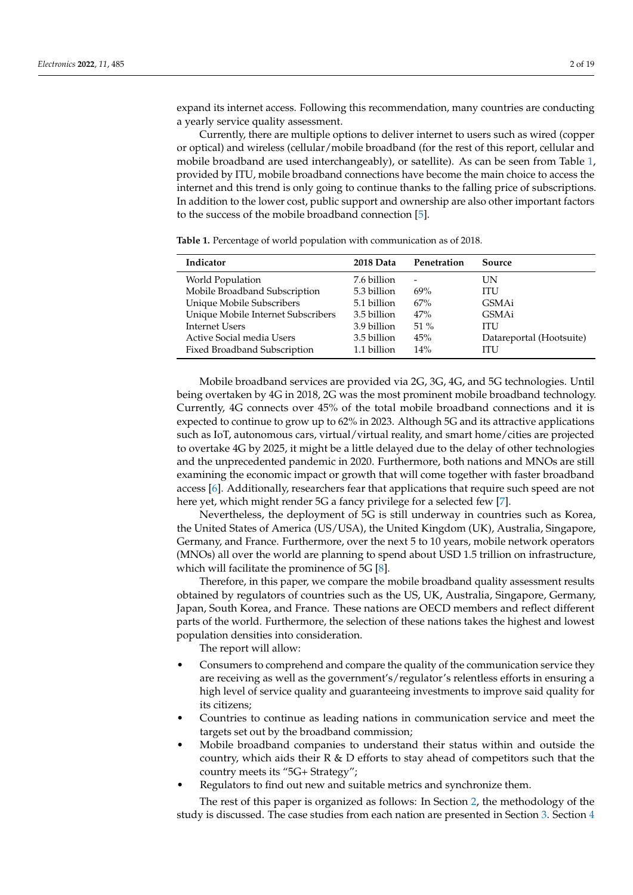expand its internet access. Following this recommendation, many countries are conducting a yearly service quality assessment.

Currently, there are multiple options to deliver internet to users such as wired (copper or optical) and wireless (cellular/mobile broadband (for the rest of this report, cellular and mobile broadband are used interchangeably), or satellite). As can be seen from Table 1, provided by ITU, mobile broadband connections have become the main choice to access the internet and this trend is only going to continue thanks to the falling price of subscriptions. In addition to the lower cost, public support and ownership are also other important factors to the success of the mobile broadband connection [5].

**Table 1.** Percentage of world population with communication as of 2018.

| Indicator | 2018 Data | Penetration | Source |
|---|---|---|---|
| World Population | 7.6 billion | - | UN |
| Mobile Broadband Subscription | 5.3 billion | 69% | ITU |
| Unique Mobile Subscribers | 5.1 billion | 67% | GSMAi |
| Unique Mobile Internet Subscribers | 3.5 billion | 47% | GSMAi |
| Internet Users | 3.9 billion | 51 % | ITU |
| Active Social media Users | 3.5 billion | 45% | Datareportal (Hootsuite) |
| Fixed Broadband Subscription | 1.1 billion | 14% | ITU |

Mobile broadband services are provided via 2G, 3G, 4G, and 5G technologies. Until being overtaken by 4G in 2018, 2G was the most prominent mobile broadband technology. Currently, 4G connects over 45% of the total mobile broadband connections and it is expected to continue to grow up to 62% in 2023. Although 5G and its attractive applications such as IoT, autonomous cars, virtual/virtual reality, and smart home/cities are projected to overtake 4G by 2025, it might be a little delayed due to the delay of other technologies and the unprecedented pandemic in 2020. Furthermore, both nations and MNOs are still examining the economic impact or growth that will come together with faster broadband access [6]. Additionally, researchers fear that applications that require such speed are not here yet, which might render 5G a fancy privilege for a selected few [7].

Nevertheless, the deployment of 5G is still underway in countries such as Korea, the United States of America (US/USA), the United Kingdom (UK), Australia, Singapore, Germany, and France. Furthermore, over the next 5 to 10 years, mobile network operators (MNOs) all over the world are planning to spend about USD 1.5 trillion on infrastructure, which will facilitate the prominence of 5G [8].

Therefore, in this paper, we compare the mobile broadband quality assessment results obtained by regulators of countries such as the US, UK, Australia, Singapore, Germany, Japan, South Korea, and France. These nations are OECD members and reflect different parts of the world. Furthermore, the selection of these nations takes the highest and lowest population densities into consideration.

The report will allow:

- Consumers to comprehend and compare the quality of the communication service they are receiving as well as the government's/regulator's relentless efforts in ensuring a high level of service quality and guaranteeing investments to improve said quality for its citizens;
- Countries to continue as leading nations in communication service and meet the targets set out by the broadband commission;
- Mobile broadband companies to understand their status within and outside the country, which aids their R & D efforts to stay ahead of competitors such that the country meets its "5G+ Strategy";
- Regulators to find out new and suitable metrics and synchronize them.

The rest of this paper is organized as follows: In Section 2, the methodology of the study is discussed. The case studies from each nation are presented in Section 3. Section 4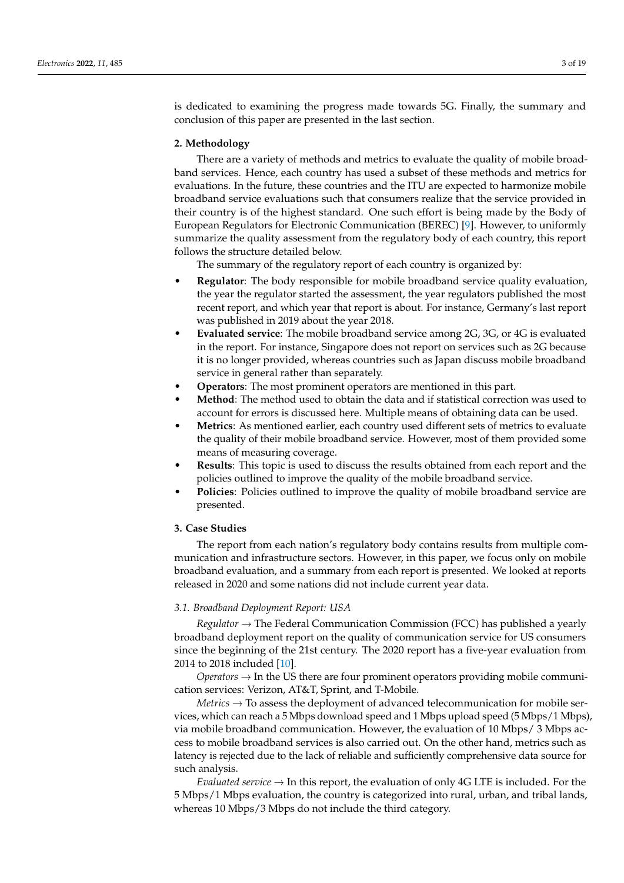is dedicated to examining the progress made towards 5G. Finally, the summary and conclusion of this paper are presented in the last section.

## 2. Methodology

There are a variety of methods and metrics to evaluate the quality of mobile broadband services. Hence, each country has used a subset of these methods and metrics for evaluations. In the future, these countries and the ITU are expected to harmonize mobile broadband service evaluations such that consumers realize that the service provided in their country is of the highest standard. One such effort is being made by the Body of European Regulators for Electronic Communication (BEREC) [9]. However, to uniformly summarize the quality assessment from the regulatory body of each country, this report follows the structure detailed below.

The summary of the regulatory report of each country is organized by:

- **Regulator**: The body responsible for mobile broadband service quality evaluation, the year the regulator started the assessment, the year regulators published the most recent report, and which year that report is about. For instance, Germany's last report was published in 2019 about the year 2018.
- **Evaluated service**: The mobile broadband service among 2G, 3G, or 4G is evaluated in the report. For instance, Singapore does not report on services such as 2G because it is no longer provided, whereas countries such as Japan discuss mobile broadband service in general rather than separately.
- **Operators**: The most prominent operators are mentioned in this part.
- **Method**: The method used to obtain the data and if statistical correction was used to account for errors is discussed here. Multiple means of obtaining data can be used.
- **Metrics**: As mentioned earlier, each country used different sets of metrics to evaluate the quality of their mobile broadband service. However, most of them provided some means of measuring coverage.
- **Results**: This topic is used to discuss the results obtained from each report and the policies outlined to improve the quality of the mobile broadband service.
- **Policies**: Policies outlined to improve the quality of mobile broadband service are presented.

## 3. Case Studies

The report from each nation's regulatory body contains results from multiple communication and infrastructure sectors. However, in this paper, we focus only on mobile broadband evaluation, and a summary from each report is presented. We looked at reports released in 2020 and some nations did not include current year data.

### 3.1. Broadband Deployment Report: USA

*Regulator* → The Federal Communication Commission (FCC) has published a yearly broadband deployment report on the quality of communication service for US consumers since the beginning of the 21st century. The 2020 report has a five-year evaluation from 2014 to 2018 included [10].

*Operators* → In the US there are four prominent operators providing mobile communication services: Verizon, AT&T, Sprint, and T-Mobile.

*Metrics* → To assess the deployment of advanced telecommunication for mobile services, which can reach a 5 Mbps download speed and 1 Mbps upload speed (5 Mbps/1 Mbps), via mobile broadband communication. However, the evaluation of 10 Mbps/ 3 Mbps access to mobile broadband services is also carried out. On the other hand, metrics such as latency is rejected due to the lack of reliable and sufficiently comprehensive data source for such analysis.

*Evaluated service* → In this report, the evaluation of only 4G LTE is included. For the 5 Mbps/1 Mbps evaluation, the country is categorized into rural, urban, and tribal lands, whereas 10 Mbps/3 Mbps do not include the third category.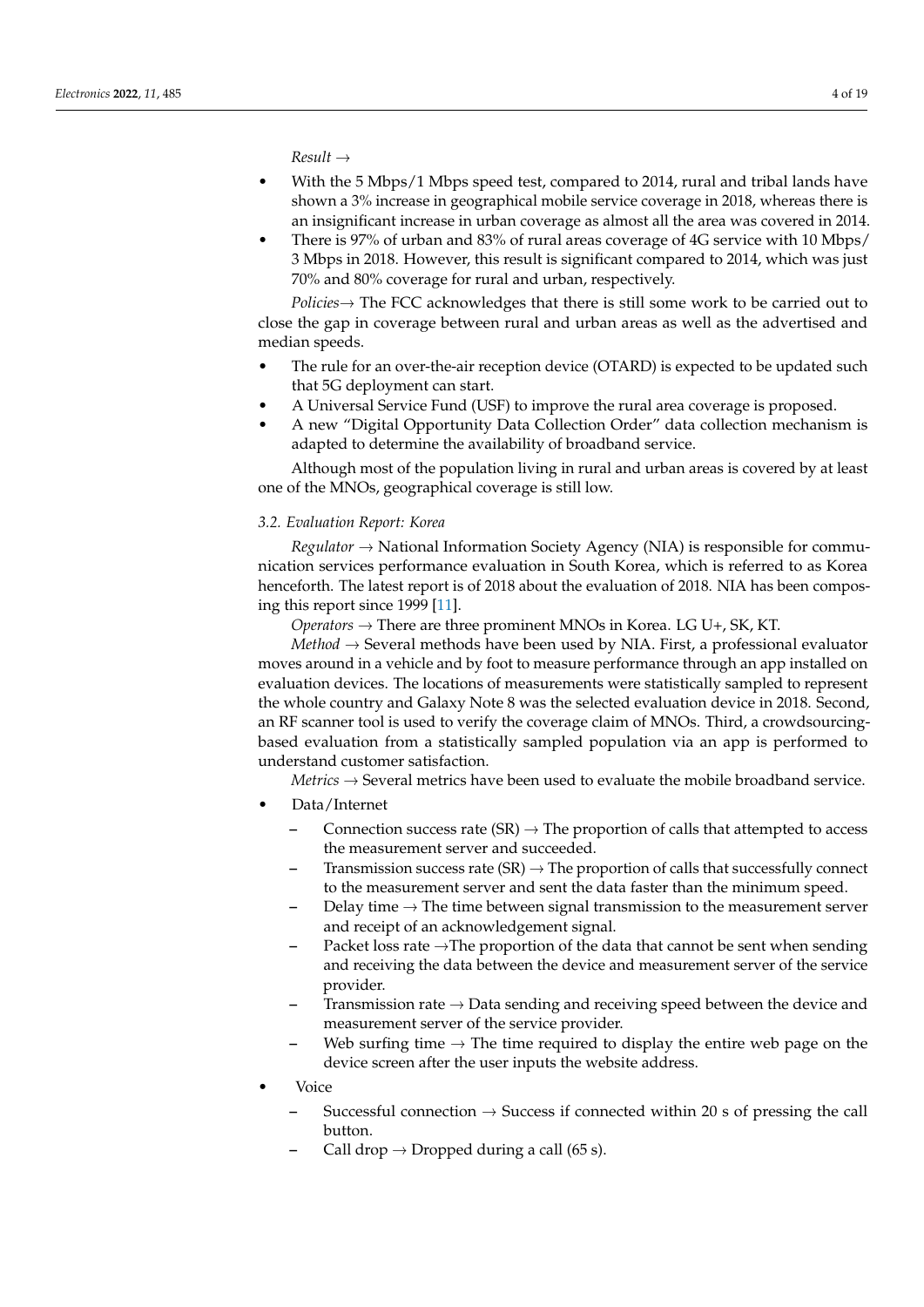*Result* →

- With the 5 Mbps/1 Mbps speed test, compared to 2014, rural and tribal lands have shown a 3% increase in geographical mobile service coverage in 2018, whereas there is an insignificant increase in urban coverage as almost all the area was covered in 2014.
- There is 97% of urban and 83% of rural areas coverage of 4G service with 10 Mbps/3 Mbps in 2018. However, this result is significant compared to 2014, which was just 70% and 80% coverage for rural and urban, respectively.

*Policies*→ The FCC acknowledges that there is still some work to be carried out to close the gap in coverage between rural and urban areas as well as the advertised and median speeds.

- The rule for an over-the-air reception device (OTARD) is expected to be updated such that 5G deployment can start.
- A Universal Service Fund (USF) to improve the rural area coverage is proposed.
- A new "Digital Opportunity Data Collection Order" data collection mechanism is adapted to determine the availability of broadband service.

Although most of the population living in rural and urban areas is covered by at least one of the MNOs, geographical coverage is still low.

### *3.2. Evaluation Report: Korea*

*Regulator* → National Information Society Agency (NIA) is responsible for communication services performance evaluation in South Korea, which is referred to as Korea henceforth. The latest report is of 2018 about the evaluation of 2018. NIA has been composing this report since 1999 [11].

*Operators* → There are three prominent MNOs in Korea. LG U+, SK, KT.

*Method* → Several methods have been used by NIA. First, a professional evaluator moves around in a vehicle and by foot to measure performance through an app installed on evaluation devices. The locations of measurements were statistically sampled to represent the whole country and Galaxy Note 8 was the selected evaluation device in 2018. Second, an RF scanner tool is used to verify the coverage claim of MNOs. Third, a crowdsourcing-based evaluation from a statistically sampled population via an app is performed to understand customer satisfaction.

*Metrics* → Several metrics have been used to evaluate the mobile broadband service.

- Data/Internet
  - Connection success rate (SR) → The proportion of calls that attempted to access the measurement server and succeeded.
  - Transmission success rate (SR) → The proportion of calls that successfully connect to the measurement server and sent the data faster than the minimum speed.
  - Delay time → The time between signal transmission to the measurement server and receipt of an acknowledgement signal.
  - Packet loss rate →The proportion of the data that cannot be sent when sending and receiving the data between the device and measurement server of the service provider.
  - Transmission rate → Data sending and receiving speed between the device and measurement server of the service provider.
  - Web surfing time → The time required to display the entire web page on the device screen after the user inputs the website address.
- Voice
  - Successful connection → Success if connected within 20 s of pressing the call button.
  - Call drop → Dropped during a call (65 s).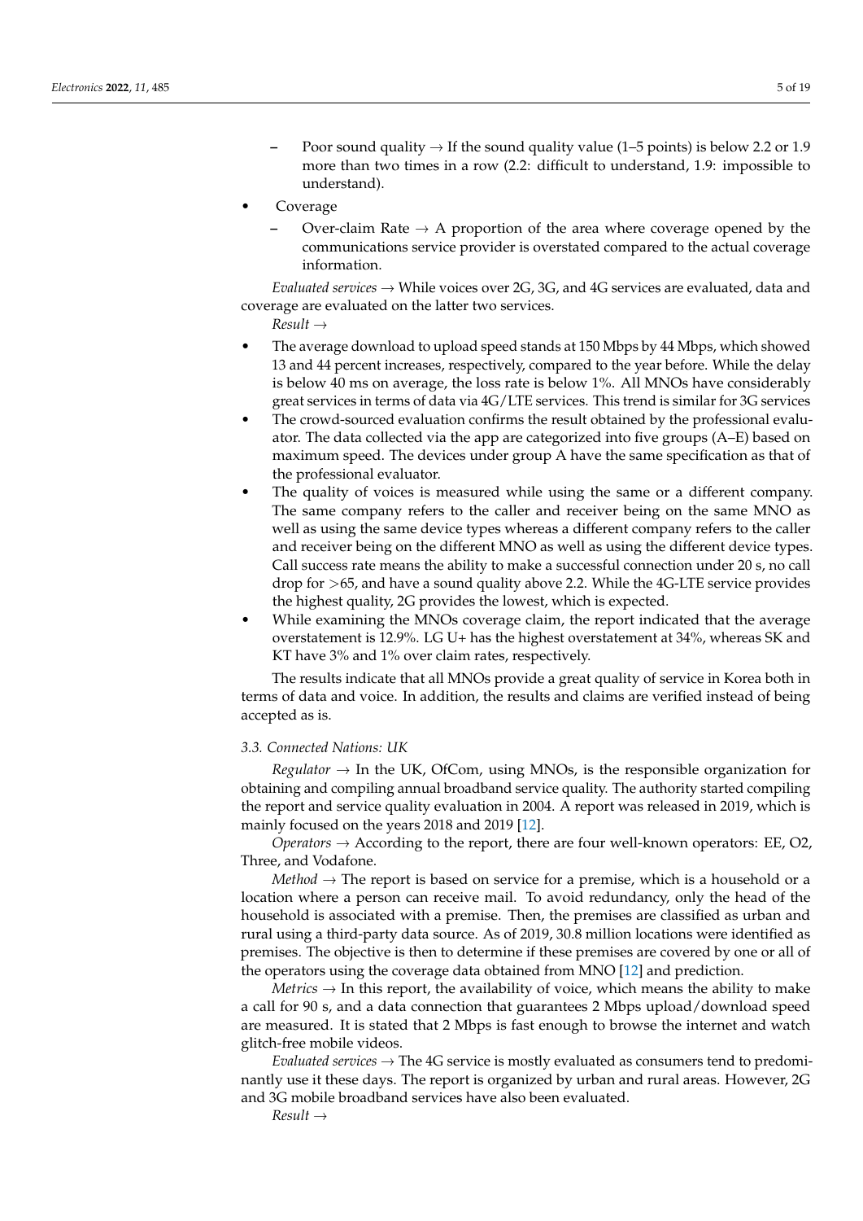- Poor sound quality → If the sound quality value (1–5 points) is below 2.2 or 1.9 more than two times in a row (2.2: difficult to understand, 1.9: impossible to understand).

- Coverage
  - Over-claim Rate → A proportion of the area where coverage opened by the communications service provider is overstated compared to the actual coverage information.

*Evaluated services* → While voices over 2G, 3G, and 4G services are evaluated, data and coverage are evaluated on the latter two services.

*Result* →

- The average download to upload speed stands at 150 Mbps by 44 Mbps, which showed 13 and 44 percent increases, respectively, compared to the year before. While the delay is below 40 ms on average, the loss rate is below 1%. All MNOs have considerably great services in terms of data via 4G/LTE services. This trend is similar for 3G services
- The crowd-sourced evaluation confirms the result obtained by the professional evaluator. The data collected via the app are categorized into five groups (A–E) based on maximum speed. The devices under group A have the same specification as that of the professional evaluator.
- The quality of voices is measured while using the same or a different company. The same company refers to the caller and receiver being on the same MNO as well as using the same device types whereas a different company refers to the caller and receiver being on the different MNO as well as using the different device types. Call success rate means the ability to make a successful connection under 20 s, no call drop for >65, and have a sound quality above 2.2. While the 4G-LTE service provides the highest quality, 2G provides the lowest, which is expected.
- While examining the MNOs coverage claim, the report indicated that the average overstatement is 12.9%. LG U+ has the highest overstatement at 34%, whereas SK and KT have 3% and 1% over claim rates, respectively.

The results indicate that all MNOs provide a great quality of service in Korea both in terms of data and voice. In addition, the results and claims are verified instead of being accepted as is.

### 3.3. Connected Nations: UK

*Regulator* → In the UK, OfCom, using MNOs, is the responsible organization for obtaining and compiling annual broadband service quality. The authority started compiling the report and service quality evaluation in 2004. A report was released in 2019, which is mainly focused on the years 2018 and 2019 [12].

*Operators* → According to the report, there are four well-known operators: EE, O2, Three, and Vodafone.

*Method* → The report is based on service for a premise, which is a household or a location where a person can receive mail. To avoid redundancy, only the head of the household is associated with a premise. Then, the premises are classified as urban and rural using a third-party data source. As of 2019, 30.8 million locations were identified as premises. The objective is then to determine if these premises are covered by one or all of the operators using the coverage data obtained from MNO [12] and prediction.

*Metrics* → In this report, the availability of voice, which means the ability to make a call for 90 s, and a data connection that guarantees 2 Mbps upload/download speed are measured. It is stated that 2 Mbps is fast enough to browse the internet and watch glitch-free mobile videos.

*Evaluated services* → The 4G service is mostly evaluated as consumers tend to predominantly use it these days. The report is organized by urban and rural areas. However, 2G and 3G mobile broadband services have also been evaluated.

*Result* →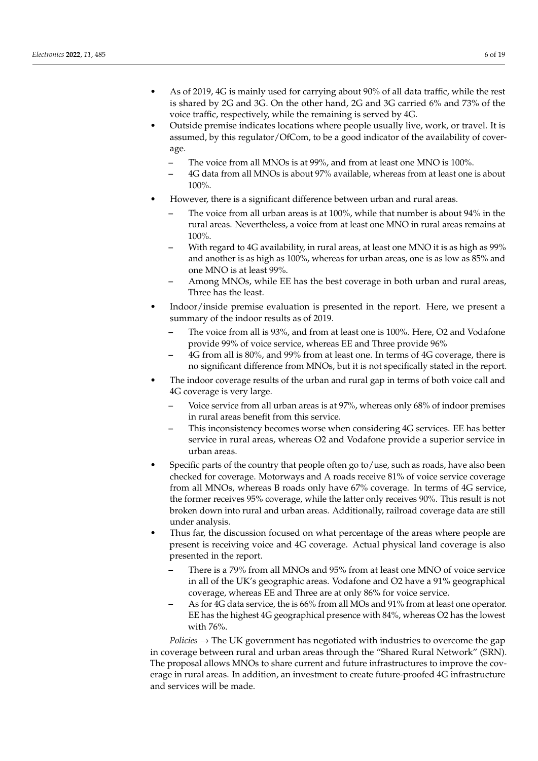- As of 2019, 4G is mainly used for carrying about 90% of all data traffic, while the rest is shared by 2G and 3G. On the other hand, 2G and 3G carried 6% and 73% of the voice traffic, respectively, while the remaining is served by 4G.
- Outside premise indicates locations where people usually live, work, or travel. It is assumed, by this regulator/OfCom, to be a good indicator of the availability of coverage.
    - The voice from all MNOs is at 99%, and from at least one MNO is 100%.
    - 4G data from all MNOs is about 97% available, whereas from at least one is about 100%.
- However, there is a significant difference between urban and rural areas.
    - The voice from all urban areas is at 100%, while that number is about 94% in the rural areas. Nevertheless, a voice from at least one MNO in rural areas remains at 100%.
    - With regard to 4G availability, in rural areas, at least one MNO it is as high as 99% and another is as high as 100%, whereas for urban areas, one is as low as 85% and one MNO is at least 99%.
    - Among MNOs, while EE has the best coverage in both urban and rural areas, Three has the least.
- Indoor/inside premise evaluation is presented in the report. Here, we present a summary of the indoor results as of 2019.
    - The voice from all is 93%, and from at least one is 100%. Here, O2 and Vodafone provide 99% of voice service, whereas EE and Three provide 96%
    - 4G from all is 80%, and 99% from at least one. In terms of 4G coverage, there is no significant difference from MNOs, but it is not specifically stated in the report.
- The indoor coverage results of the urban and rural gap in terms of both voice call and 4G coverage is very large.
    - Voice service from all urban areas is at 97%, whereas only 68% of indoor premises in rural areas benefit from this service.
    - This inconsistency becomes worse when considering 4G services. EE has better service in rural areas, whereas O2 and Vodafone provide a superior service in urban areas.
- Specific parts of the country that people often go to/use, such as roads, have also been checked for coverage. Motorways and A roads receive 81% of voice service coverage from all MNOs, whereas B roads only have 67% coverage. In terms of 4G service, the former receives 95% coverage, while the latter only receives 90%. This result is not broken down into rural and urban areas. Additionally, railroad coverage data are still under analysis.
- Thus far, the discussion focused on what percentage of the areas where people are present is receiving voice and 4G coverage. Actual physical land coverage is also presented in the report.
    - There is a 79% from all MNOs and 95% from at least one MNO of voice service in all of the UK's geographic areas. Vodafone and O2 have a 91% geographical coverage, whereas EE and Three are at only 86% for voice service.
    - As for 4G data service, the is 66% from all MOs and 91% from at least one operator. EE has the highest 4G geographical presence with 84%, whereas O2 has the lowest with 76%.

*Policies* → The UK government has negotiated with industries to overcome the gap in coverage between rural and urban areas through the "Shared Rural Network" (SRN). The proposal allows MNOs to share current and future infrastructures to improve the coverage in rural areas. In addition, an investment to create future-proofed 4G infrastructure and services will be made.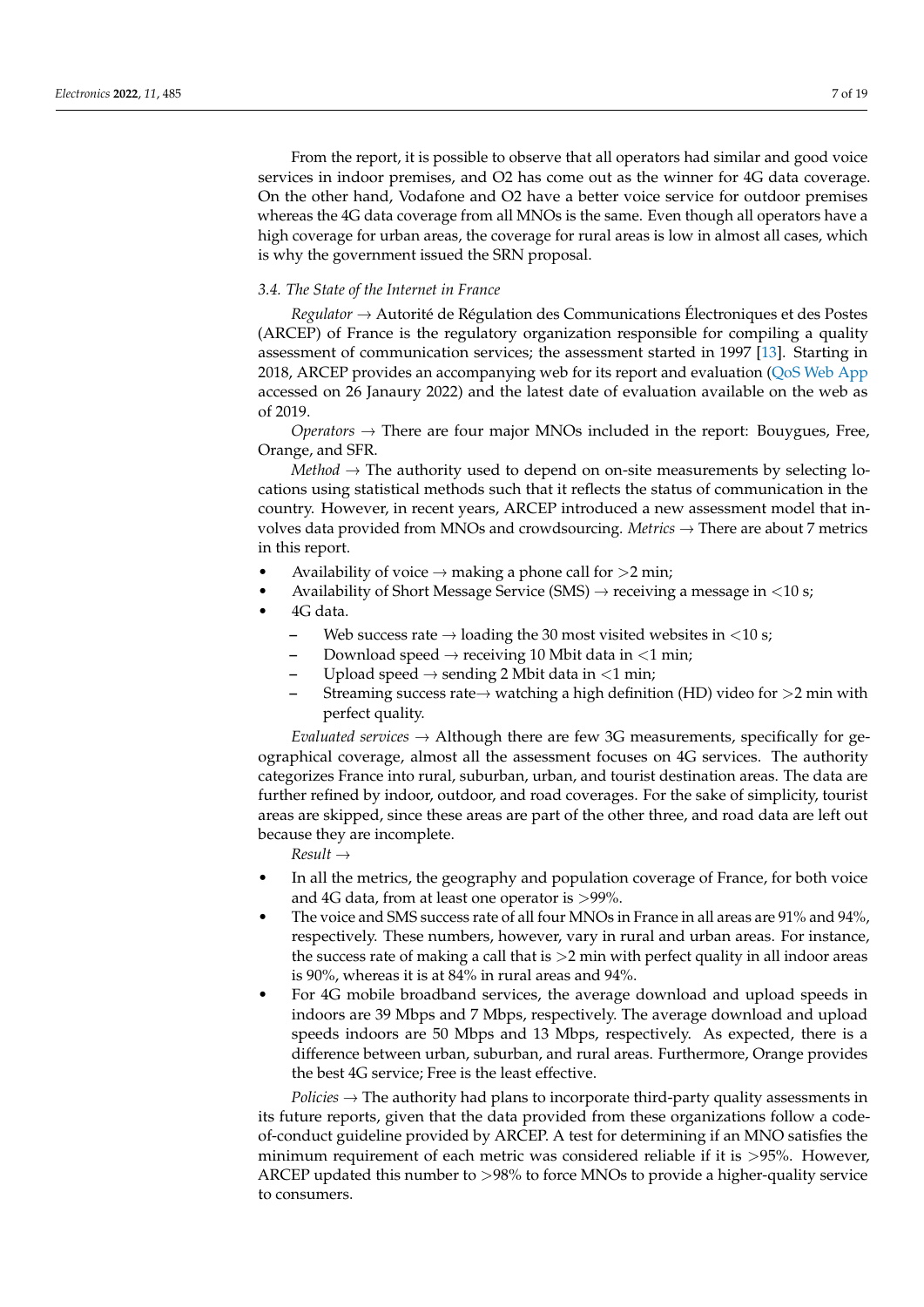From the report, it is possible to observe that all operators had similar and good voice services in indoor premises, and O2 has come out as the winner for 4G data coverage. On the other hand, Vodafone and O2 have a better voice service for outdoor premises whereas the 4G data coverage from all MNOs is the same. Even though all operators have a high coverage for urban areas, the coverage for rural areas is low in almost all cases, which is why the government issued the SRN proposal.

### *3.4. The State of the Internet in France*

*Regulator* → Autorité de Régulation des Communications Électroniques et des Postes (ARCEP) of France is the regulatory organization responsible for compiling a quality assessment of communication services; the assessment started in 1997 [13]. Starting in 2018, ARCEP provides an accompanying web for its report and evaluation (QoS Web App accessed on 26 Janaury 2022) and the latest date of evaluation available on the web as of 2019.

*Operators* → There are four major MNOs included in the report: Bouygues, Free, Orange, and SFR.

*Method* → The authority used to depend on on-site measurements by selecting locations using statistical methods such that it reflects the status of communication in the country. However, in recent years, ARCEP introduced a new assessment model that involves data provided from MNOs and crowdsourcing. *Metrics* → There are about 7 metrics in this report.

- Availability of voice → making a phone call for >2 min;
- Availability of Short Message Service (SMS) → receiving a message in <10 s;
- 4G data.
  - Web success rate → loading the 30 most visited websites in <10 s;
  - Download speed → receiving 10 Mbit data in <1 min;
  - Upload speed → sending 2 Mbit data in <1 min;
  - Streaming success rate→ watching a high definition (HD) video for >2 min with perfect quality.

*Evaluated services* → Although there are few 3G measurements, specifically for geographical coverage, almost all the assessment focuses on 4G services. The authority categorizes France into rural, suburban, urban, and tourist destination areas. The data are further refined by indoor, outdoor, and road coverages. For the sake of simplicity, tourist areas are skipped, since these areas are part of the other three, and road data are left out because they are incomplete.

*Result* →

- In all the metrics, the geography and population coverage of France, for both voice and 4G data, from at least one operator is >99%.
- The voice and SMS success rate of all four MNOs in France in all areas are 91% and 94%, respectively. These numbers, however, vary in rural and urban areas. For instance, the success rate of making a call that is >2 min with perfect quality in all indoor areas is 90%, whereas it is at 84% in rural areas and 94%.
- For 4G mobile broadband services, the average download and upload speeds in indoors are 39 Mbps and 7 Mbps, respectively. The average download and upload speeds indoors are 50 Mbps and 13 Mbps, respectively. As expected, there is a difference between urban, suburban, and rural areas. Furthermore, Orange provides the best 4G service; Free is the least effective.

*Policies* → The authority had plans to incorporate third-party quality assessments in its future reports, given that the data provided from these organizations follow a code-of-conduct guideline provided by ARCEP. A test for determining if an MNO satisfies the minimum requirement of each metric was considered reliable if it is >95%. However, ARCEP updated this number to >98% to force MNOs to provide a higher-quality service to consumers.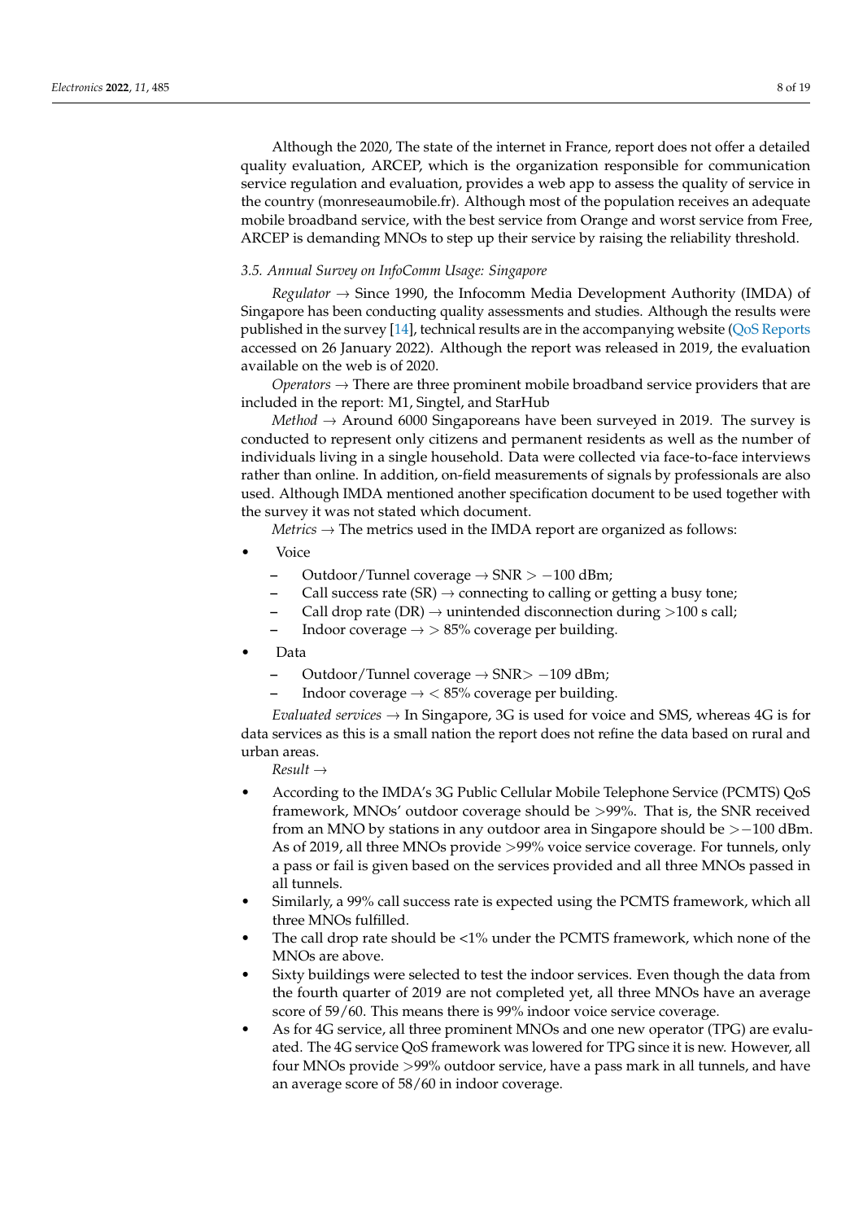Although the 2020, The state of the internet in France, report does not offer a detailed quality evaluation, ARCEP, which is the organization responsible for communication service regulation and evaluation, provides a web app to assess the quality of service in the country (monreseaumobile.fr). Although most of the population receives an adequate mobile broadband service, with the best service from Orange and worst service from Free, ARCEP is demanding MNOs to step up their service by raising the reliability threshold.

### 3.5. Annual Survey on InfoComm Usage: Singapore

*Regulator* → Since 1990, the Infocomm Media Development Authority (IMDA) of Singapore has been conducting quality assessments and studies. Although the results were published in the survey [14], technical results are in the accompanying website (QoS Reports accessed on 26 January 2022). Although the report was released in 2019, the evaluation available on the web is of 2020.

*Operators* → There are three prominent mobile broadband service providers that are included in the report: M1, Singtel, and StarHub

*Method* → Around 6000 Singaporeans have been surveyed in 2019. The survey is conducted to represent only citizens and permanent residents as well as the number of individuals living in a single household. Data were collected via face-to-face interviews rather than online. In addition, on-field measurements of signals by professionals are also used. Although IMDA mentioned another specification document to be used together with the survey it was not stated which document.

*Metrics* → The metrics used in the IMDA report are organized as follows:

- Voice
  - Outdoor/Tunnel coverage → SNR > −100 dBm;
  - Call success rate (SR) → connecting to calling or getting a busy tone;
  - Call drop rate (DR) → unintended disconnection during >100 s call;
  - Indoor coverage → > 85% coverage per building.
- Data
  - Outdoor/Tunnel coverage → SNR> −109 dBm;
  - Indoor coverage → < 85% coverage per building.

*Evaluated services* → In Singapore, 3G is used for voice and SMS, whereas 4G is for data services as this is a small nation the report does not refine the data based on rural and urban areas.

*Result* →

- According to the IMDA's 3G Public Cellular Mobile Telephone Service (PCMTS) QoS framework, MNOs' outdoor coverage should be >99%. That is, the SNR received from an MNO by stations in any outdoor area in Singapore should be >−100 dBm. As of 2019, all three MNOs provide >99% voice service coverage. For tunnels, only a pass or fail is given based on the services provided and all three MNOs passed in all tunnels.
- Similarly, a 99% call success rate is expected using the PCMTS framework, which all three MNOs fulfilled.
- The call drop rate should be <1% under the PCMTS framework, which none of the MNOs are above.
- Sixty buildings were selected to test the indoor services. Even though the data from the fourth quarter of 2019 are not completed yet, all three MNOs have an average score of 59/60. This means there is 99% indoor voice service coverage.
- As for 4G service, all three prominent MNOs and one new operator (TPG) are evaluated. The 4G service QoS framework was lowered for TPG since it is new. However, all four MNOs provide >99% outdoor service, have a pass mark in all tunnels, and have an average score of 58/60 in indoor coverage.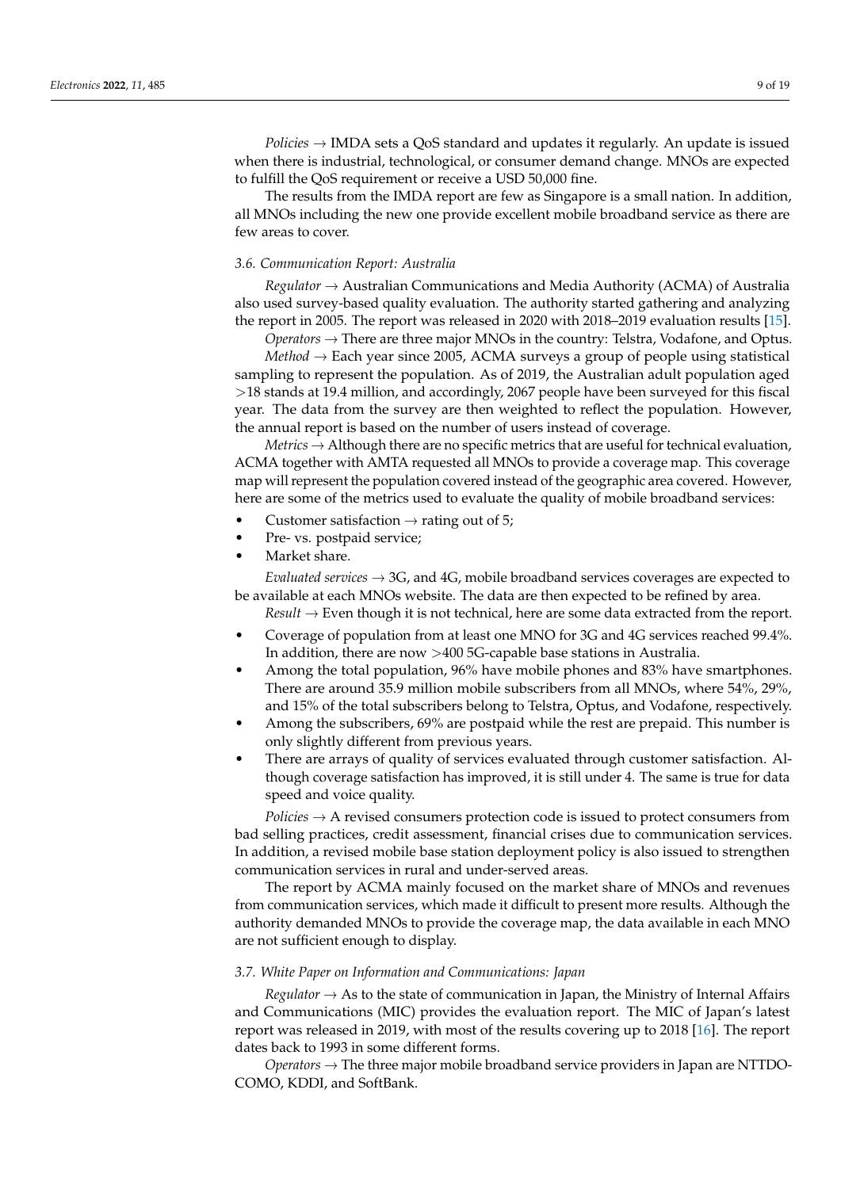*Policies* → IMDA sets a QoS standard and updates it regularly. An update is issued when there is industrial, technological, or consumer demand change. MNOs are expected to fulfill the QoS requirement or receive a USD 50,000 fine.

The results from the IMDA report are few as Singapore is a small nation. In addition, all MNOs including the new one provide excellent mobile broadband service as there are few areas to cover.

### 3.6. Communication Report: Australia

*Regulator* → Australian Communications and Media Authority (ACMA) of Australia also used survey-based quality evaluation. The authority started gathering and analyzing the report in 2005. The report was released in 2020 with 2018–2019 evaluation results [15].

*Operators* → There are three major MNOs in the country: Telstra, Vodafone, and Optus.

*Method* → Each year since 2005, ACMA surveys a group of people using statistical sampling to represent the population. As of 2019, the Australian adult population aged >18 stands at 19.4 million, and accordingly, 2067 people have been surveyed for this fiscal year. The data from the survey are then weighted to reflect the population. However, the annual report is based on the number of users instead of coverage.

*Metrics* → Although there are no specific metrics that are useful for technical evaluation, ACMA together with AMTA requested all MNOs to provide a coverage map. This coverage map will represent the population covered instead of the geographic area covered. However, here are some of the metrics used to evaluate the quality of mobile broadband services:

- Customer satisfaction → rating out of 5;
- Pre- vs. postpaid service;
- Market share.

*Evaluated services* → 3G, and 4G, mobile broadband services coverages are expected to be available at each MNOs website. The data are then expected to be refined by area.

*Result* → Even though it is not technical, here are some data extracted from the report.

- Coverage of population from at least one MNO for 3G and 4G services reached 99.4%. In addition, there are now >400 5G-capable base stations in Australia.
- Among the total population, 96% have mobile phones and 83% have smartphones. There are around 35.9 million mobile subscribers from all MNOs, where 54%, 29%, and 15% of the total subscribers belong to Telstra, Optus, and Vodafone, respectively.
- Among the subscribers, 69% are postpaid while the rest are prepaid. This number is only slightly different from previous years.
- There are arrays of quality of services evaluated through customer satisfaction. Although coverage satisfaction has improved, it is still under 4. The same is true for data speed and voice quality.

*Policies* → A revised consumers protection code is issued to protect consumers from bad selling practices, credit assessment, financial crises due to communication services. In addition, a revised mobile base station deployment policy is also issued to strengthen communication services in rural and under-served areas.

The report by ACMA mainly focused on the market share of MNOs and revenues from communication services, which made it difficult to present more results. Although the authority demanded MNOs to provide the coverage map, the data available in each MNO are not sufficient enough to display.

### 3.7. White Paper on Information and Communications: Japan

*Regulator* → As to the state of communication in Japan, the Ministry of Internal Affairs and Communications (MIC) provides the evaluation report. The MIC of Japan's latest report was released in 2019, with most of the results covering up to 2018 [16]. The report dates back to 1993 in some different forms.

*Operators* → The three major mobile broadband service providers in Japan are NTTDOCOMO, KDDI, and SoftBank.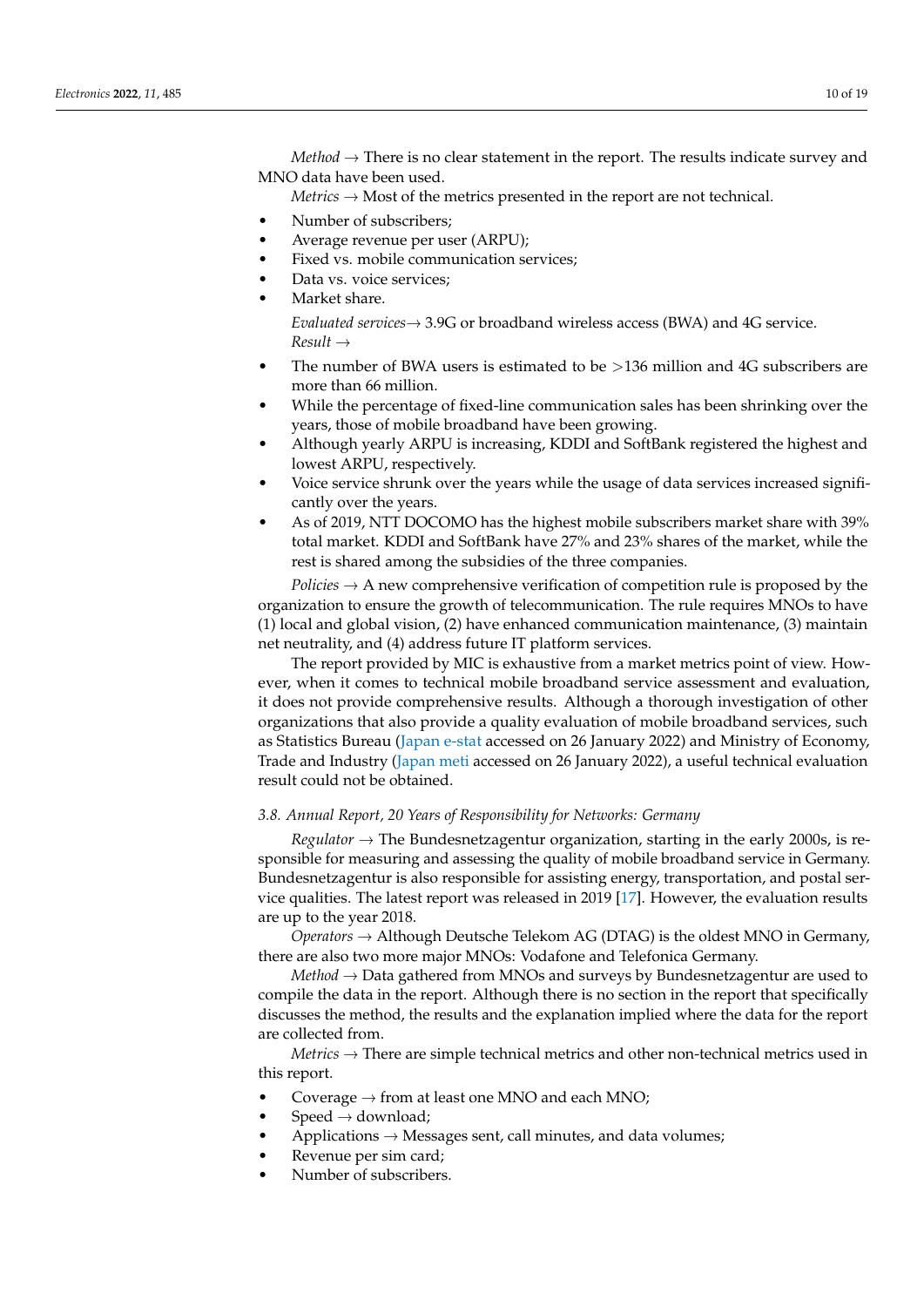*Method* → There is no clear statement in the report. The results indicate survey and MNO data have been used.

*Metrics* → Most of the metrics presented in the report are not technical.

- Number of subscribers;
- Average revenue per user (ARPU);
- Fixed vs. mobile communication services;
- Data vs. voice services;
- Market share.

*Evaluated services*→ 3.9G or broadband wireless access (BWA) and 4G service.

*Result* →

- The number of BWA users is estimated to be >136 million and 4G subscribers are more than 66 million.
- While the percentage of fixed-line communication sales has been shrinking over the years, those of mobile broadband have been growing.
- Although yearly ARPU is increasing, KDDI and SoftBank registered the highest and lowest ARPU, respectively.
- Voice service shrunk over the years while the usage of data services increased significantly over the years.
- As of 2019, NTT DOCOMO has the highest mobile subscribers market share with 39% total market. KDDI and SoftBank have 27% and 23% shares of the market, while the rest is shared among the subsidies of the three companies.

*Policies* → A new comprehensive verification of competition rule is proposed by the organization to ensure the growth of telecommunication. The rule requires MNOs to have (1) local and global vision, (2) have enhanced communication maintenance, (3) maintain net neutrality, and (4) address future IT platform services.

The report provided by MIC is exhaustive from a market metrics point of view. However, when it comes to technical mobile broadband service assessment and evaluation, it does not provide comprehensive results. Although a thorough investigation of other organizations that also provide a quality evaluation of mobile broadband services, such as Statistics Bureau (Japan e-stat accessed on 26 January 2022) and Ministry of Economy, Trade and Industry (Japan meti accessed on 26 January 2022), a useful technical evaluation result could not be obtained.

### 3.8. Annual Report, 20 Years of Responsibility for Networks: Germany

*Regulator* → The Bundesnetzagentur organization, starting in the early 2000s, is responsible for measuring and assessing the quality of mobile broadband service in Germany. Bundesnetzagentur is also responsible for assisting energy, transportation, and postal service qualities. The latest report was released in 2019 [17]. However, the evaluation results are up to the year 2018.

*Operators* → Although Deutsche Telekom AG (DTAG) is the oldest MNO in Germany, there are also two more major MNOs: Vodafone and Telefonica Germany.

*Method* → Data gathered from MNOs and surveys by Bundesnetzagentur are used to compile the data in the report. Although there is no section in the report that specifically discusses the method, the results and the explanation implied where the data for the report are collected from.

*Metrics* → There are simple technical metrics and other non-technical metrics used in this report.

- Coverage → from at least one MNO and each MNO;
- Speed → download;
- Applications → Messages sent, call minutes, and data volumes;
- Revenue per sim card;
- Number of subscribers.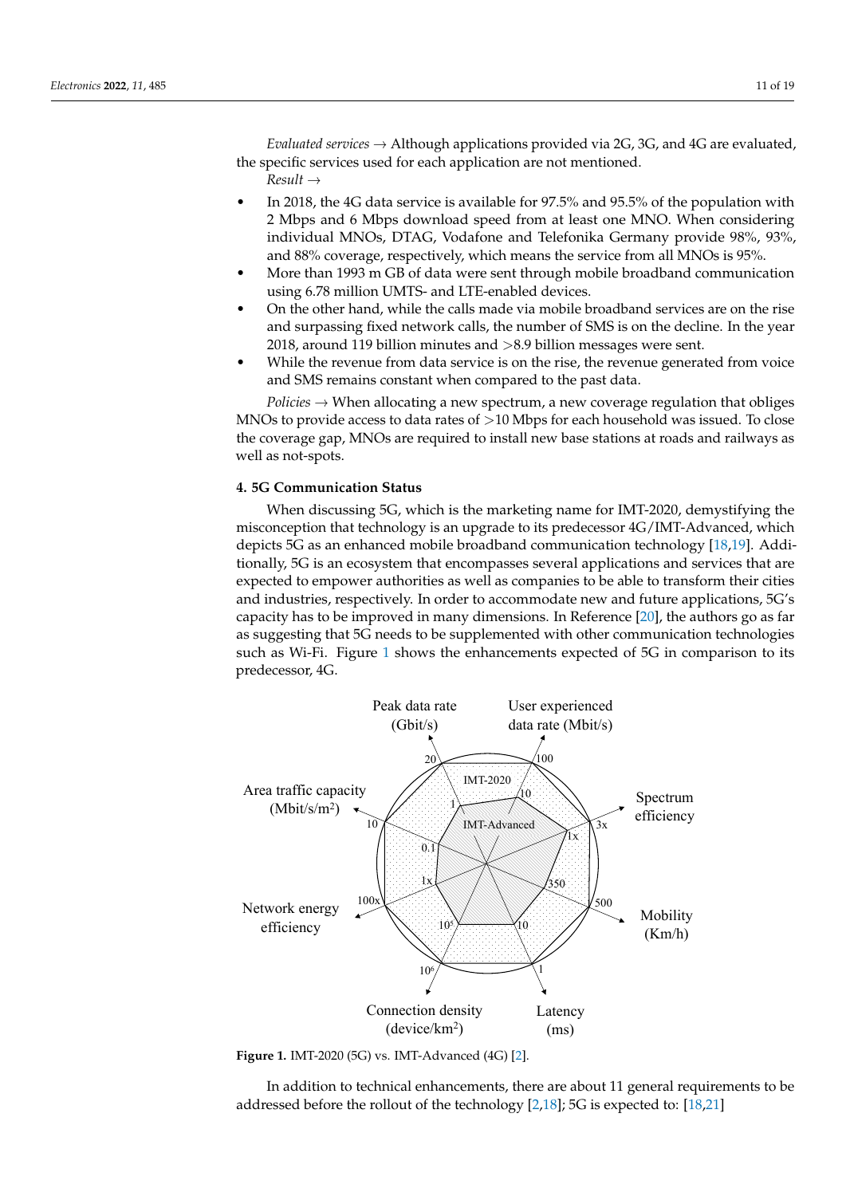*Evaluated services* → Although applications provided via 2G, 3G, and 4G are evaluated, the specific services used for each application are not mentioned.

*Result* →

- In 2018, the 4G data service is available for 97.5% and 95.5% of the population with 2 Mbps and 6 Mbps download speed from at least one MNO. When considering individual MNOs, DTAG, Vodafone and Telefonika Germany provide 98%, 93%, and 88% coverage, respectively, which means the service from all MNOs is 95%.
- More than 1993 m GB of data were sent through mobile broadband communication using 6.78 million UMTS- and LTE-enabled devices.
- On the other hand, while the calls made via mobile broadband services are on the rise and surpassing fixed network calls, the number of SMS is on the decline. In the year 2018, around 119 billion minutes and >8.9 billion messages were sent.
- While the revenue from data service is on the rise, the revenue generated from voice and SMS remains constant when compared to the past data.

*Policies* → When allocating a new spectrum, a new coverage regulation that obliges MNOs to provide access to data rates of >10 Mbps for each household was issued. To close the coverage gap, MNOs are required to install new base stations at roads and railways as well as not-spots.

## 4. 5G Communication Status

When discussing 5G, which is the marketing name for IMT-2020, demystifying the misconception that technology is an upgrade to its predecessor 4G/IMT-Advanced, which depicts 5G as an enhanced mobile broadband communication technology [18,19]. Additionally, 5G is an ecosystem that encompasses several applications and services that are expected to empower authorities as well as companies to be able to transform their cities and industries, respectively. In order to accommodate new and future applications, 5G's capacity has to be improved in many dimensions. In Reference [20], the authors go as far as suggesting that 5G needs to be supplemented with other communication technologies such as Wi-Fi. Figure 1 shows the enhancements expected of 5G in comparison to its predecessor, 4G.

**Figure 1.** IMT-2020 (5G) vs. IMT-Advanced (4G) [2].

In addition to technical enhancements, there are about 11 general requirements to be addressed before the rollout of the technology [2,18]; 5G is expected to: [18,21]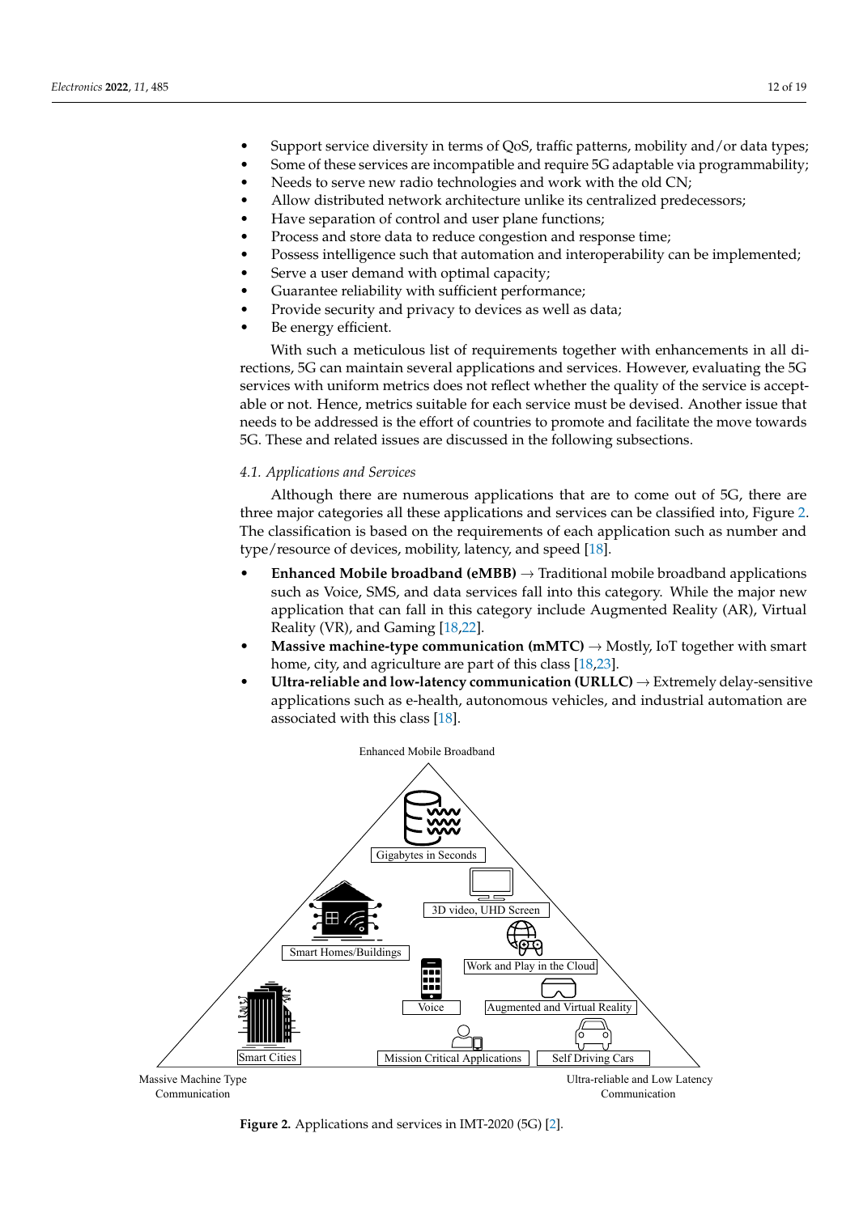- Support service diversity in terms of QoS, traffic patterns, mobility and/or data types;
- Some of these services are incompatible and require 5G adaptable via programmability;
- Needs to serve new radio technologies and work with the old CN;
- Allow distributed network architecture unlike its centralized predecessors;
- Have separation of control and user plane functions;
- Process and store data to reduce congestion and response time;
- Possess intelligence such that automation and interoperability can be implemented;
- Serve a user demand with optimal capacity;
- Guarantee reliability with sufficient performance;
- Provide security and privacy to devices as well as data;
- Be energy efficient.

With such a meticulous list of requirements together with enhancements in all directions, 5G can maintain several applications and services. However, evaluating the 5G services with uniform metrics does not reflect whether the quality of the service is acceptable or not. Hence, metrics suitable for each service must be devised. Another issue that needs to be addressed is the effort of countries to promote and facilitate the move towards 5G. These and related issues are discussed in the following subsections.

### *4.1. Applications and Services*

Although there are numerous applications that are to come out of 5G, there are three major categories all these applications and services can be classified into, Figure 2. The classification is based on the requirements of each application such as number and type/resource of devices, mobility, latency, and speed [18].

- **Enhanced Mobile broadband (eMBB)** → Traditional mobile broadband applications such as Voice, SMS, and data services fall into this category. While the major new application that can fall in this category include Augmented Reality (AR), Virtual Reality (VR), and Gaming [18,22].
- **Massive machine-type communication (mMTC)** → Mostly, IoT together with smart home, city, and agriculture are part of this class [18,23].
- **Ultra-reliable and low-latency communication (URLLC)** → Extremely delay-sensitive applications such as e-health, autonomous vehicles, and industrial automation are associated with this class [18].

Enhanced Mobile Broadband

Gigabytes in Seconds

3D video, UHD Screen

Smart Homes/Buildings

Work and Play in the Cloud

Voice

Augmented and Virtual Reality

Smart Cities

Mission Critical Applications

Self Driving Cars

Massive Machine Type Communication

Ultra-reliable and Low Latency Communication

**Figure 2.** Applications and services in IMT-2020 (5G) [2].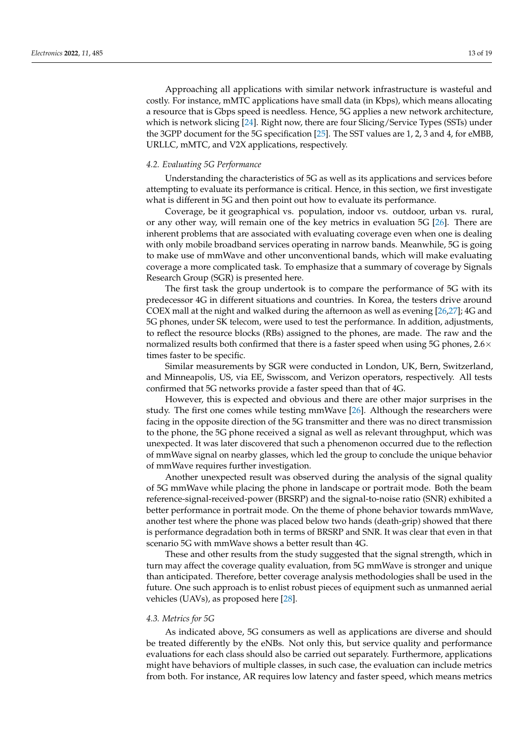Approaching all applications with similar network infrastructure is wasteful and costly. For instance, mMTC applications have small data (in Kbps), which means allocating a resource that is Gbps speed is needless. Hence, 5G applies a new network architecture, which is network slicing [24]. Right now, there are four Slicing/Service Types (SSTs) under the 3GPP document for the 5G specification [25]. The SST values are 1, 2, 3 and 4, for eMBB, URLLC, mMTC, and V2X applications, respectively.

### 4.2. Evaluating 5G Performance

Understanding the characteristics of 5G as well as its applications and services before attempting to evaluate its performance is critical. Hence, in this section, we first investigate what is different in 5G and then point out how to evaluate its performance.

Coverage, be it geographical vs. population, indoor vs. outdoor, urban vs. rural, or any other way, will remain one of the key metrics in evaluation 5G [26]. There are inherent problems that are associated with evaluating coverage even when one is dealing with only mobile broadband services operating in narrow bands. Meanwhile, 5G is going to make use of mmWave and other unconventional bands, which will make evaluating coverage a more complicated task. To emphasize that a summary of coverage by Signals Research Group (SGR) is presented here.

The first task the group undertook is to compare the performance of 5G with its predecessor 4G in different situations and countries. In Korea, the testers drive around COEX mall at the night and walked during the afternoon as well as evening [26,27]; 4G and 5G phones, under SK telecom, were used to test the performance. In addition, adjustments, to reflect the resource blocks (RBs) assigned to the phones, are made. The raw and the normalized results both confirmed that there is a faster speed when using 5G phones, 2.6$\times$ times faster to be specific.

Similar measurements by SGR were conducted in London, UK, Bern, Switzerland, and Minneapolis, US, via EE, Swisscom, and Verizon operators, respectively. All tests confirmed that 5G networks provide a faster speed than that of 4G.

However, this is expected and obvious and there are other major surprises in the study. The first one comes while testing mmWave [26]. Although the researchers were facing in the opposite direction of the 5G transmitter and there was no direct transmission to the phone, the 5G phone received a signal as well as relevant throughput, which was unexpected. It was later discovered that such a phenomenon occurred due to the reflection of mmWave signal on nearby glasses, which led the group to conclude the unique behavior of mmWave requires further investigation.

Another unexpected result was observed during the analysis of the signal quality of 5G mmWave while placing the phone in landscape or portrait mode. Both the beam reference-signal-received-power (BRSRP) and the signal-to-noise ratio (SNR) exhibited a better performance in portrait mode. On the theme of phone behavior towards mmWave, another test where the phone was placed below two hands (death-grip) showed that there is performance degradation both in terms of BRSRP and SNR. It was clear that even in that scenario 5G with mmWave shows a better result than 4G.

These and other results from the study suggested that the signal strength, which in turn may affect the coverage quality evaluation, from 5G mmWave is stronger and unique than anticipated. Therefore, better coverage analysis methodologies shall be used in the future. One such approach is to enlist robust pieces of equipment such as unmanned aerial vehicles (UAVs), as proposed here [28].

### 4.3. Metrics for 5G

As indicated above, 5G consumers as well as applications are diverse and should be treated differently by the eNBs. Not only this, but service quality and performance evaluations for each class should also be carried out separately. Furthermore, applications might have behaviors of multiple classes, in such case, the evaluation can include metrics from both. For instance, AR requires low latency and faster speed, which means metrics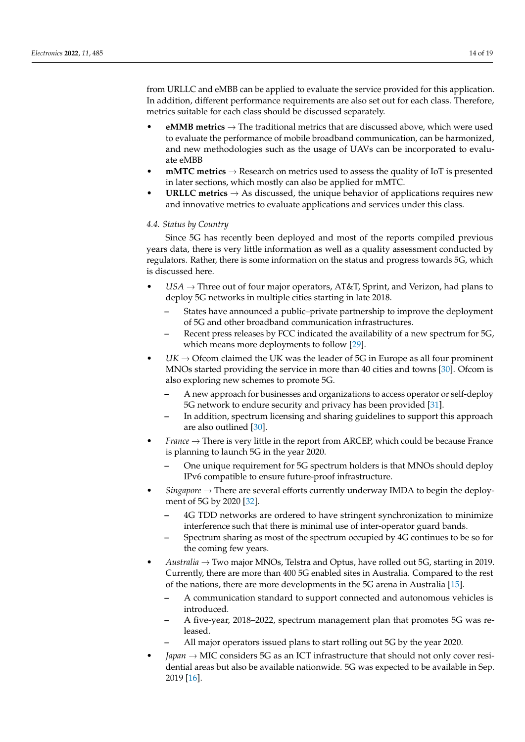from URLLC and eMBB can be applied to evaluate the service provided for this application. In addition, different performance requirements are also set out for each class. Therefore, metrics suitable for each class should be discussed separately.

- **eMMB metrics** → The traditional metrics that are discussed above, which were used to evaluate the performance of mobile broadband communication, can be harmonized, and new methodologies such as the usage of UAVs can be incorporated to evaluate eMBB
- **mMTC metrics** → Research on metrics used to assess the quality of IoT is presented in later sections, which mostly can also be applied for mMTC.
- **URLLC metrics** → As discussed, the unique behavior of applications requires new and innovative metrics to evaluate applications and services under this class.

### *4.4. Status by Country*

Since 5G has recently been deployed and most of the reports compiled previous years data, there is very little information as well as a quality assessment conducted by regulators. Rather, there is some information on the status and progress towards 5G, which is discussed here.

- *USA* → Three out of four major operators, AT&T, Sprint, and Verizon, had plans to deploy 5G networks in multiple cities starting in late 2018.
  - States have announced a public–private partnership to improve the deployment of 5G and other broadband communication infrastructures.
  - Recent press releases by FCC indicated the availability of a new spectrum for 5G, which means more deployments to follow [29].
- *UK* → Ofcom claimed the UK was the leader of 5G in Europe as all four prominent MNOs started providing the service in more than 40 cities and towns [30]. Ofcom is also exploring new schemes to promote 5G.
  - A new approach for businesses and organizations to access operator or self-deploy 5G network to endure security and privacy has been provided [31].
  - In addition, spectrum licensing and sharing guidelines to support this approach are also outlined [30].
- *France* → There is very little in the report from ARCEP, which could be because France is planning to launch 5G in the year 2020.
  - One unique requirement for 5G spectrum holders is that MNOs should deploy IPv6 compatible to ensure future-proof infrastructure.
- *Singapore* → There are several efforts currently underway IMDA to begin the deployment of 5G by 2020 [32].
  - 4G TDD networks are ordered to have stringent synchronization to minimize interference such that there is minimal use of inter-operator guard bands.
  - Spectrum sharing as most of the spectrum occupied by 4G continues to be so for the coming few years.
- *Australia* → Two major MNOs, Telstra and Optus, have rolled out 5G, starting in 2019. Currently, there are more than 400 5G enabled sites in Australia. Compared to the rest of the nations, there are more developments in the 5G arena in Australia [15].
  - A communication standard to support connected and autonomous vehicles is introduced.
  - A five-year, 2018–2022, spectrum management plan that promotes 5G was released.
  - All major operators issued plans to start rolling out 5G by the year 2020.
- *Japan* → MIC considers 5G as an ICT infrastructure that should not only cover residential areas but also be available nationwide. 5G was expected to be available in Sep. 2019 [16].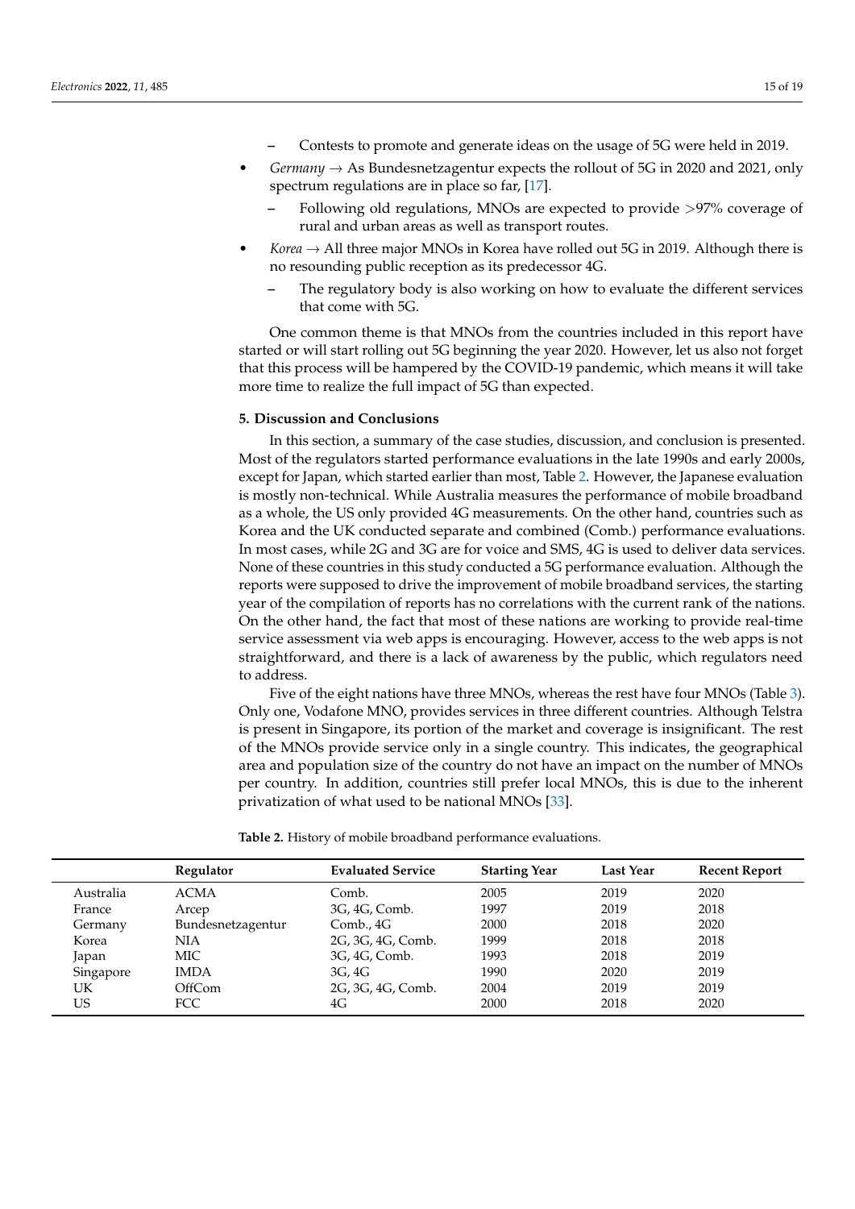- Contests to promote and generate ideas on the usage of 5G were held in 2019.

- *Germany* → As Bundesnetzagentur expects the rollout of 5G in 2020 and 2021, only spectrum regulations are in place so far, [17].
  - Following old regulations, MNOs are expected to provide >97% coverage of rural and urban areas as well as transport routes.
- *Korea* → All three major MNOs in Korea have rolled out 5G in 2019. Although there is no resounding public reception as its predecessor 4G.
  - The regulatory body is also working on how to evaluate the different services that come with 5G.

One common theme is that MNOs from the countries included in this report have started or will start rolling out 5G beginning the year 2020. However, let us also not forget that this process will be hampered by the COVID-19 pandemic, which means it will take more time to realize the full impact of 5G than expected.

## 5. Discussion and Conclusions

In this section, a summary of the case studies, discussion, and conclusion is presented. Most of the regulators started performance evaluations in the late 1990s and early 2000s, except for Japan, which started earlier than most, Table 2. However, the Japanese evaluation is mostly non-technical. While Australia measures the performance of mobile broadband as a whole, the US only provided 4G measurements. On the other hand, countries such as Korea and the UK conducted separate and combined (Comb.) performance evaluations. In most cases, while 2G and 3G are for voice and SMS, 4G is used to deliver data services. None of these countries in this study conducted a 5G performance evaluation. Although the reports were supposed to drive the improvement of mobile broadband services, the starting year of the compilation of reports has no correlations with the current rank of the nations. On the other hand, the fact that most of these nations are working to provide real-time service assessment via web apps is encouraging. However, access to the web apps is not straightforward, and there is a lack of awareness by the public, which regulators need to address.

Five of the eight nations have three MNOs, whereas the rest have four MNOs (Table 3). Only one, Vodafone MNO, provides services in three different countries. Although Telstra is present in Singapore, its portion of the market and coverage is insignificant. The rest of the MNOs provide service only in a single country. This indicates, the geographical area and population size of the country do not have an impact on the number of MNOs per country. In addition, countries still prefer local MNOs, this is due to the inherent privatization of what used to be national MNOs [33].

**Table 2.** History of mobile broadband performance evaluations.

| | Regulator | Evaluated Service | Starting Year | Last Year | Recent Report |
|---|---|---|---|---|---|
| Australia | ACMA | Comb. | 2005 | 2019 | 2020 |
| France | Arcep | 3G, 4G, Comb. | 1997 | 2019 | 2018 |
| Germany | Bundesnetzagentur | Comb., 4G | 2000 | 2018 | 2020 |
| Korea | NIA | 2G, 3G, 4G, Comb. | 1999 | 2018 | 2018 |
| Japan | MIC | 3G, 4G, Comb. | 1993 | 2018 | 2019 |
| Singapore | IMDA | 3G, 4G | 1990 | 2020 | 2019 |
| UK | OffCom | 2G, 3G, 4G, Comb. | 2004 | 2019 | 2019 |
| US | FCC | 4G | 2000 | 2018 | 2020 |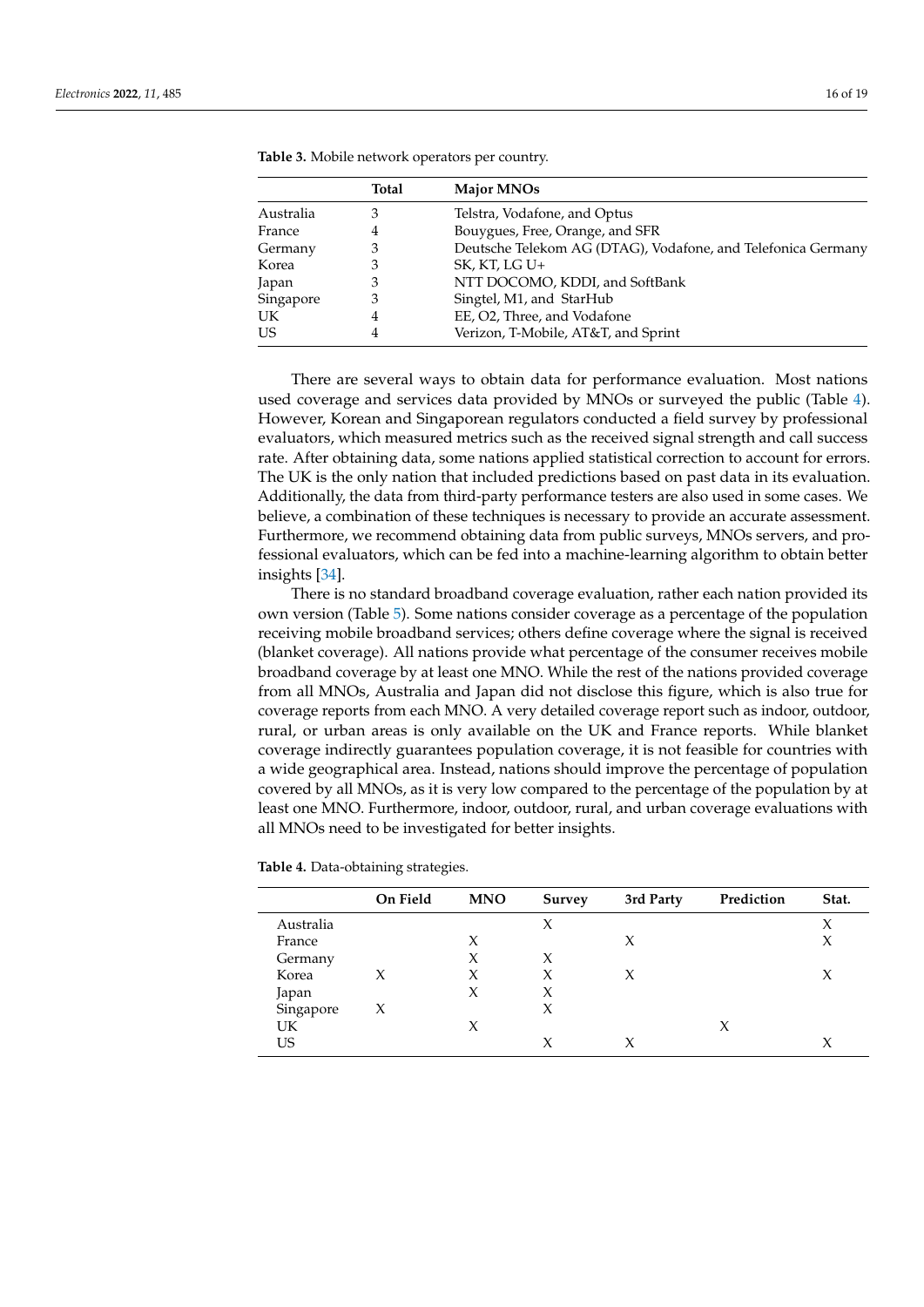**Table 3.** Mobile network operators per country.

| | Total | Major MNOs |
|---|---|---|
| Australia | 3 | Telstra, Vodafone, and Optus |
| France | 4 | Bouygues, Free, Orange, and SFR |
| Germany | 3 | Deutsche Telekom AG (DTAG), Vodafone, and Telefonica Germany |
| Korea | 3 | SK, KT, LG U+ |
| Japan | 3 | NTT DOCOMO, KDDI, and SoftBank |
| Singapore | 3 | Singtel, M1, and StarHub |
| UK | 4 | EE, O2, Three, and Vodafone |
| US | 4 | Verizon, T-Mobile, AT&T, and Sprint |

There are several ways to obtain data for performance evaluation. Most nations used coverage and services data provided by MNOs or surveyed the public (Table 4). However, Korean and Singaporean regulators conducted a field survey by professional evaluators, which measured metrics such as the received signal strength and call success rate. After obtaining data, some nations applied statistical correction to account for errors. The UK is the only nation that included predictions based on past data in its evaluation. Additionally, the data from third-party performance testers are also used in some cases. We believe, a combination of these techniques is necessary to provide an accurate assessment. Furthermore, we recommend obtaining data from public surveys, MNOs servers, and professional evaluators, which can be fed into a machine-learning algorithm to obtain better insights [34].

There is no standard broadband coverage evaluation, rather each nation provided its own version (Table 5). Some nations consider coverage as a percentage of the population receiving mobile broadband services; others define coverage where the signal is received (blanket coverage). All nations provide what percentage of the consumer receives mobile broadband coverage by at least one MNO. While the rest of the nations provided coverage from all MNOs, Australia and Japan did not disclose this figure, which is also true for coverage reports from each MNO. A very detailed coverage report such as indoor, outdoor, rural, or urban areas is only available on the UK and France reports. While blanket coverage indirectly guarantees population coverage, it is not feasible for countries with a wide geographical area. Instead, nations should improve the percentage of population covered by all MNOs, as it is very low compared to the percentage of the population by at least one MNO. Furthermore, indoor, outdoor, rural, and urban coverage evaluations with all MNOs need to be investigated for better insights.

**Table 4.** Data-obtaining strategies.

| | On Field | MNO | Survey | 3rd Party | Prediction | Stat. |
|---|---|---|---|---|---|---|
| Australia | | | X | | | X |
| France | | X | | X | | X |
| Germany | | X | X | | | |
| Korea | X | X | X | X | | X |
| Japan | | X | X | | | |
| Singapore | X | | X | | | |
| UK | | X | | | X | |
| US | | | X | X | | X |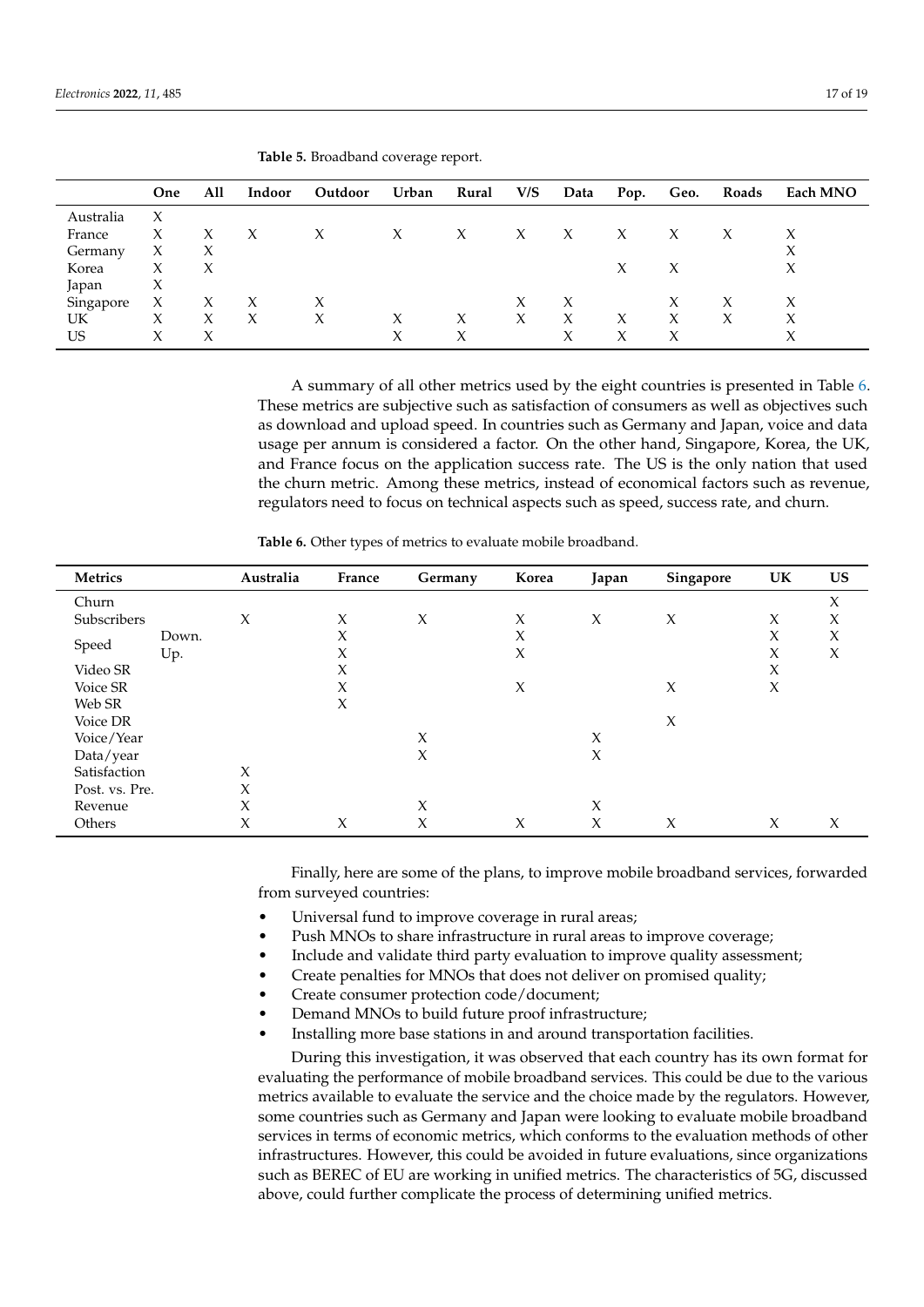**Table 5.** Broadband coverage report.

| | One | All | Indoor | Outdoor | Urban | Rural | V/S | Data | Pop. | Geo. | Roads | Each MNO |
|---|---|---|---|---|---|---|---|---|---|---|---|---|
| Australia | X | | | | | | | | | | | |
| France | X | X | X | X | X | X | X | X | X | X | X | X |
| Germany | X | X | | | | | | | | | | X |
| Korea | X | X | | | | | | | X | X | | X |
| Japan | X | | | | | | | | | | | |
| Singapore | X | X | X | X | | | X | X | | X | X | X |
| UK | X | X | X | X | X | X | X | X | X | X | X | X |
| US | X | X | | | X | X | | X | X | X | | X |

A summary of all other metrics used by the eight countries is presented in Table 6. These metrics are subjective such as satisfaction of consumers as well as objectives such as download and upload speed. In countries such as Germany and Japan, voice and data usage per annum is considered a factor. On the other hand, Singapore, Korea, the UK, and France focus on the application success rate. The US is the only nation that used the churn metric. Among these metrics, instead of economical factors such as revenue, regulators need to focus on technical aspects such as speed, success rate, and churn.

**Table 6.** Other types of metrics to evaluate mobile broadband.

| Metrics | | Australia | France | Germany | Korea | Japan | Singapore | UK | US |
|---|---|---|---|---|---|---|---|---|---|
| Churn | | | | | | | | | X |
| Subscribers | | X | X | X | X | X | X | X | X |
| Speed | Down. | | X | | X | | | X | X |
| | Up. | | X | | X | | | X | X |
| Video SR | | | X | | | | | X | |
| Voice SR | | | X | | X | | X | X | |
| Web SR | | | X | | | | | | |
| Voice DR | | | | | | | X | | |
| Voice/Year | | | | X | | X | | | |
| Data/year | | | | X | | X | | | |
| Satisfaction | | X | | | | | | | |
| Post. vs. Pre. | | X | | | | | | | |
| Revenue | | X | | X | | X | | | |
| Others | | X | X | X | X | X | X | X | X |

Finally, here are some of the plans, to improve mobile broadband services, forwarded from surveyed countries:

- Universal fund to improve coverage in rural areas;
- Push MNOs to share infrastructure in rural areas to improve coverage;
- Include and validate third party evaluation to improve quality assessment;
- Create penalties for MNOs that does not deliver on promised quality;
- Create consumer protection code/document;
- Demand MNOs to build future proof infrastructure;
- Installing more base stations in and around transportation facilities.

During this investigation, it was observed that each country has its own format for evaluating the performance of mobile broadband services. This could be due to the various metrics available to evaluate the service and the choice made by the regulators. However, some countries such as Germany and Japan were looking to evaluate mobile broadband services in terms of economic metrics, which conforms to the evaluation methods of other infrastructures. However, this could be avoided in future evaluations, since organizations such as BEREC of EU are working in unified metrics. The characteristics of 5G, discussed above, could further complicate the process of determining unified metrics.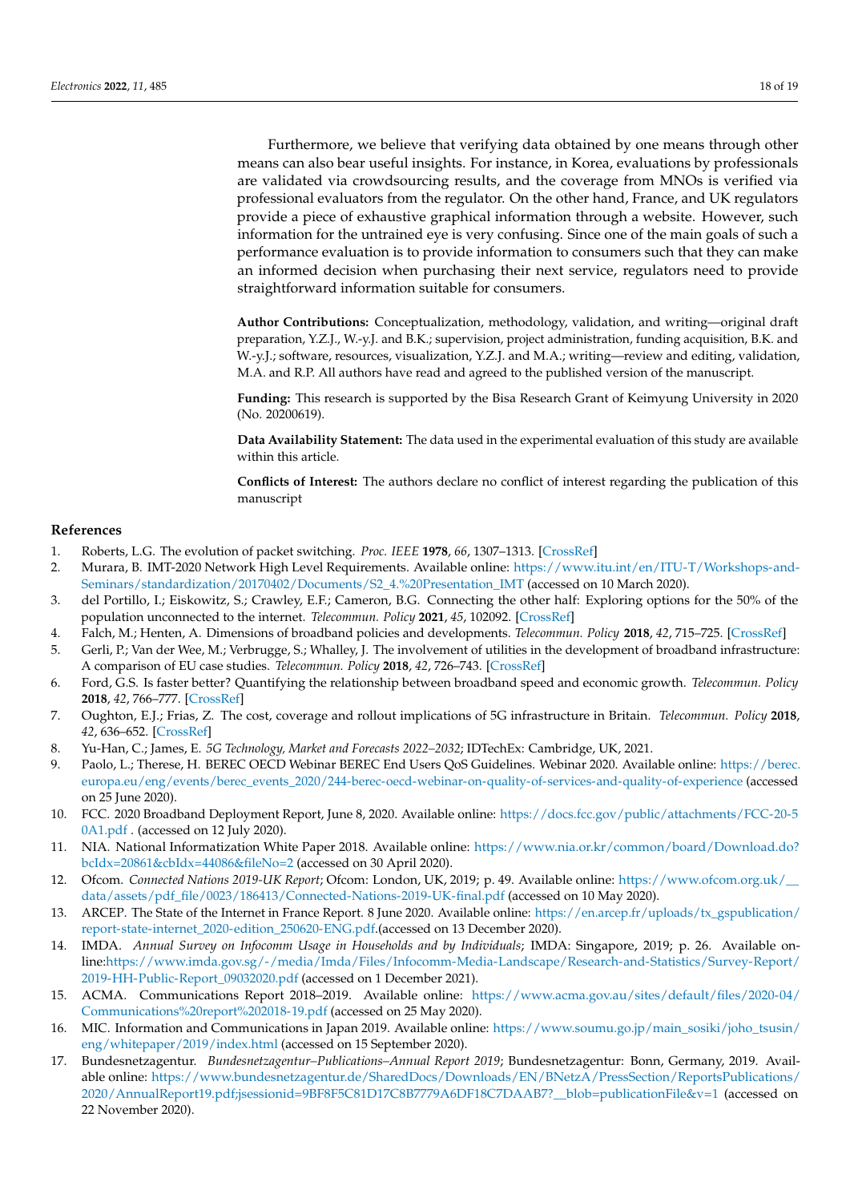Furthermore, we believe that verifying data obtained by one means through other means can also bear useful insights. For instance, in Korea, evaluations by professionals are validated via crowdsourcing results, and the coverage from MNOs is verified via professional evaluators from the regulator. On the other hand, France, and UK regulators provide a piece of exhaustive graphical information through a website. However, such information for the untrained eye is very confusing. Since one of the main goals of such a performance evaluation is to provide information to consumers such that they can make an informed decision when purchasing their next service, regulators need to provide straightforward information suitable for consumers.

**Author Contributions:** Conceptualization, methodology, validation, and writing—original draft preparation, Y.Z.J., W.-y.J. and B.K.; supervision, project administration, funding acquisition, B.K. and W.-y.J.; software, resources, visualization, Y.Z.J. and M.A.; writing—review and editing, validation, M.A. and R.P. All authors have read and agreed to the published version of the manuscript.

**Funding:** This research is supported by the Bisa Research Grant of Keimyung University in 2020 (No. 20200619).

**Data Availability Statement:** The data used in the experimental evaluation of this study are available within this article.

**Conflicts of Interest:** The authors declare no conflict of interest regarding the publication of this manuscript

## References

1. Roberts, L.G. The evolution of packet switching. *Proc. IEEE* **1978**, *66*, 1307–1313. [CrossRef]
2. Murara, B. IMT-2020 Network High Level Requirements. Available online: https://www.itu.int/en/ITU-T/Workshops-and-Seminars/standardization/20170402/Documents/S2_4.%20Presentation_IMT (accessed on 10 March 2020).
3. del Portillo, I.; Eiskowitz, S.; Crawley, E.F.; Cameron, B.G. Connecting the other half: Exploring options for the 50% of the population unconnected to the internet. *Telecommun. Policy* **2021**, *45*, 102092. [CrossRef]
4. Falch, M.; Henten, A. Dimensions of broadband policies and developments. *Telecommun. Policy* **2018**, *42*, 715–725. [CrossRef]
5. Gerli, P.; Van der Wee, M.; Verbrugge, S.; Whalley, J. The involvement of utilities in the development of broadband infrastructure: A comparison of EU case studies. *Telecommun. Policy* **2018**, *42*, 726–743. [CrossRef]
6. Ford, G.S. Is faster better? Quantifying the relationship between broadband speed and economic growth. *Telecommun. Policy* **2018**, *42*, 766–777. [CrossRef]
7. Oughton, E.J.; Frias, Z. The cost, coverage and rollout implications of 5G infrastructure in Britain. *Telecommun. Policy* **2018**, *42*, 636–652. [CrossRef]
8. Yu-Han, C.; James, E. *5G Technology, Market and Forecasts 2022–2032*; IDTechEx: Cambridge, UK, 2021.
9. Paolo, L.; Therese, H. BEREC OECD Webinar BEREC End Users QoS Guidelines. Webinar 2020. Available online: https://berec.europa.eu/eng/events/berec_events_2020/244-berec-oecd-webinar-on-quality-of-services-and-quality-of-experience (accessed on 25 June 2020).
10. FCC. 2020 Broadband Deployment Report, June 8, 2020. Available online: https://docs.fcc.gov/public/attachments/FCC-20-50A1.pdf . (accessed on 12 July 2020).
11. NIA. National Informatization White Paper 2018. Available online: https://www.nia.or.kr/common/board/Download.do?bcIdx=20861&cbIdx=44086&fileNo=2 (accessed on 30 April 2020).
12. Ofcom. *Connected Nations 2019-UK Report*; Ofcom: London, UK, 2019; p. 49. Available online: https://www.ofcom.org.uk/__data/assets/pdf_file/0023/186413/Connected-Nations-2019-UK-final.pdf (accessed on 10 May 2020).
13. ARCEP. The State of the Internet in France Report. 8 June 2020. Available online: https://en.arcep.fr/uploads/tx_gspublication/report-state-internet_2020-edition_250620-ENG.pdf.(accessed on 13 December 2020).
14. IMDA. *Annual Survey on Infocomm Usage in Households and by Individuals*; IMDA: Singapore, 2019; p. 26. Available online:https://www.imda.gov.sg/-/media/Imda/Files/Infocomm-Media-Landscape/Research-and-Statistics/Survey-Report/2019-HH-Public-Report_09032020.pdf (accessed on 1 December 2021).
15. ACMA. Communications Report 2018–2019. Available online: https://www.acma.gov.au/sites/default/files/2020-04/Communications%20report%202018-19.pdf (accessed on 25 May 2020).
16. MIC. Information and Communications in Japan 2019. Available online: https://www.soumu.go.jp/main_sosiki/joho_tsusin/eng/whitepaper/2019/index.html (accessed on 15 September 2020).
17. Bundesnetzagentur. *Bundesnetzagentur–Publications–Annual Report 2019*; Bundesnetzagentur: Bonn, Germany, 2019. Available online: https://www.bundesnetzagentur.de/SharedDocs/Downloads/EN/BNetzA/PressSection/ReportsPublications/2020/AnnualReport19.pdf;jsessionid=9BF8F5C81D17C8B7779A6DF18C7DAAB7?__blob=publicationFile&v=1 (accessed on 22 November 2020).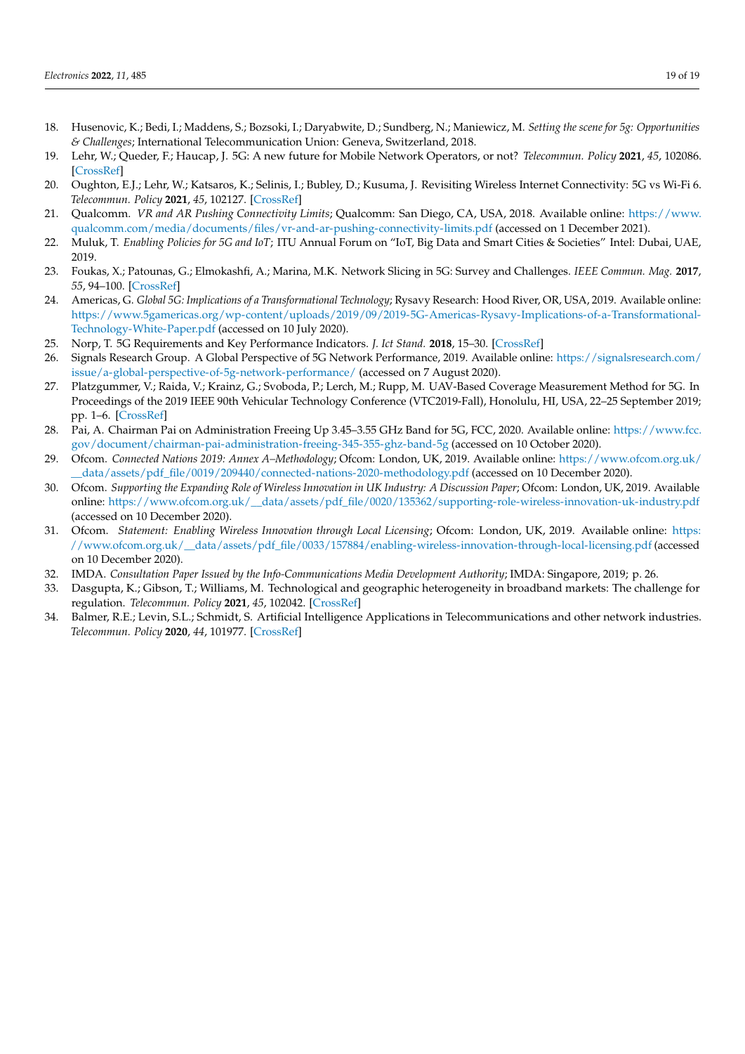18. Husenovic, K.; Bedi, I.; Maddens, S.; Bozsoki, I.; Daryabwite, D.; Sundberg, N.; Maniewicz, M. *Setting the scene for 5g: Opportunities & Challenges*; International Telecommunication Union: Geneva, Switzerland, 2018.
19. Lehr, W.; Queder, F.; Haucap, J. 5G: A new future for Mobile Network Operators, or not? *Telecommun. Policy* **2021**, *45*, 102086. [CrossRef]
20. Oughton, E.J.; Lehr, W.; Katsaros, K.; Selinis, I.; Bubley, D.; Kusuma, J. Revisiting Wireless Internet Connectivity: 5G vs Wi-Fi 6. *Telecommun. Policy* **2021**, *45*, 102127. [CrossRef]
21. Qualcomm. *VR and AR Pushing Connectivity Limits*; Qualcomm: San Diego, CA, USA, 2018. Available online: https://www.qualcomm.com/media/documents/files/vr-and-ar-pushing-connectivity-limits.pdf (accessed on 1 December 2021).
22. Muluk, T. *Enabling Policies for 5G and IoT*; ITU Annual Forum on "IoT, Big Data and Smart Cities & Societies" Intel: Dubai, UAE, 2019.
23. Foukas, X.; Patounas, G.; Elmokashfi, A.; Marina, M.K. Network Slicing in 5G: Survey and Challenges. *IEEE Commun. Mag.* **2017**, *55*, 94–100. [CrossRef]
24. Americas, G. *Global 5G: Implications of a Transformational Technology*; Rysavy Research: Hood River, OR, USA, 2019. Available online: https://www.5gamericas.org/wp-content/uploads/2019/09/2019-5G-Americas-Rysavy-Implications-of-a-Transformational-Technology-White-Paper.pdf (accessed on 10 July 2020).
25. Norp, T. 5G Requirements and Key Performance Indicators. *J. Ict Stand.* **2018**, 15–30. [CrossRef]
26. Signals Research Group. A Global Perspective of 5G Network Performance, 2019. Available online: https://signalsresearch.com/issue/a-global-perspective-of-5g-network-performance/ (accessed on 7 August 2020).
27. Platzgummer, V.; Raida, V.; Krainz, G.; Svoboda, P.; Lerch, M.; Rupp, M. UAV-Based Coverage Measurement Method for 5G. In Proceedings of the 2019 IEEE 90th Vehicular Technology Conference (VTC2019-Fall), Honolulu, HI, USA, 22–25 September 2019; pp. 1–6. [CrossRef]
28. Pai, A. Chairman Pai on Administration Freeing Up 3.45–3.55 GHz Band for 5G, FCC, 2020. Available online: https://www.fcc.gov/document/chairman-pai-administration-freeing-345-355-ghz-band-5g (accessed on 10 October 2020).
29. Ofcom. *Connected Nations 2019: Annex A–Methodology*; Ofcom: London, UK, 2019. Available online: https://www.ofcom.org.uk/__data/assets/pdf_file/0019/209440/connected-nations-2020-methodology.pdf (accessed on 10 December 2020).
30. Ofcom. *Supporting the Expanding Role of Wireless Innovation in UK Industry: A Discussion Paper*; Ofcom: London, UK, 2019. Available online: https://www.ofcom.org.uk/__data/assets/pdf_file/0020/135362/supporting-role-wireless-innovation-uk-industry.pdf (accessed on 10 December 2020).
31. Ofcom. *Statement: Enabling Wireless Innovation through Local Licensing*; Ofcom: London, UK, 2019. Available online: https://www.ofcom.org.uk/__data/assets/pdf_file/0033/157884/enabling-wireless-innovation-through-local-licensing.pdf (accessed on 10 December 2020).
32. IMDA. *Consultation Paper Issued by the Info-Communications Media Development Authority*; IMDA: Singapore, 2019; p. 26.
33. Dasgupta, K.; Gibson, T.; Williams, M. Technological and geographic heterogeneity in broadband markets: The challenge for regulation. *Telecommun. Policy* **2021**, *45*, 102042. [CrossRef]
34. Balmer, R.E.; Levin, S.L.; Schmidt, S. Artificial Intelligence Applications in Telecommunications and other network industries. *Telecommun. Policy* **2020**, *44*, 101977. [CrossRef]